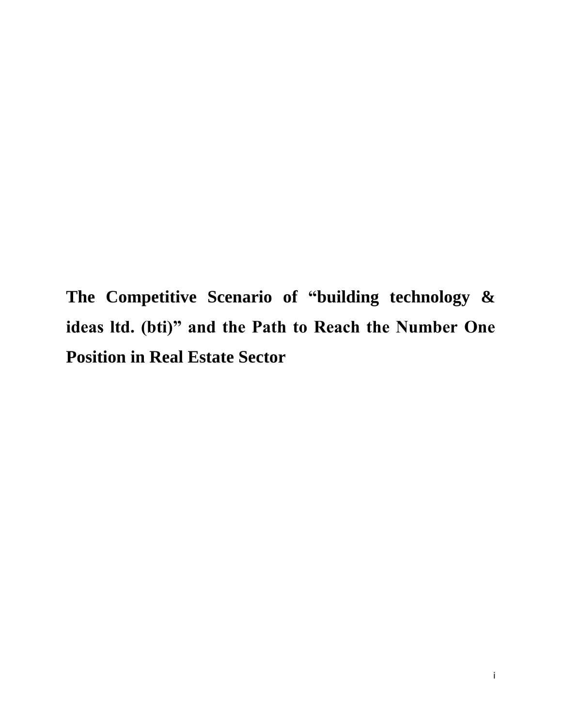# The Competitive Scenario of "building technology & ideas ltd. (bti)" and the Path to Reach the Number One Position in Real Estate Sector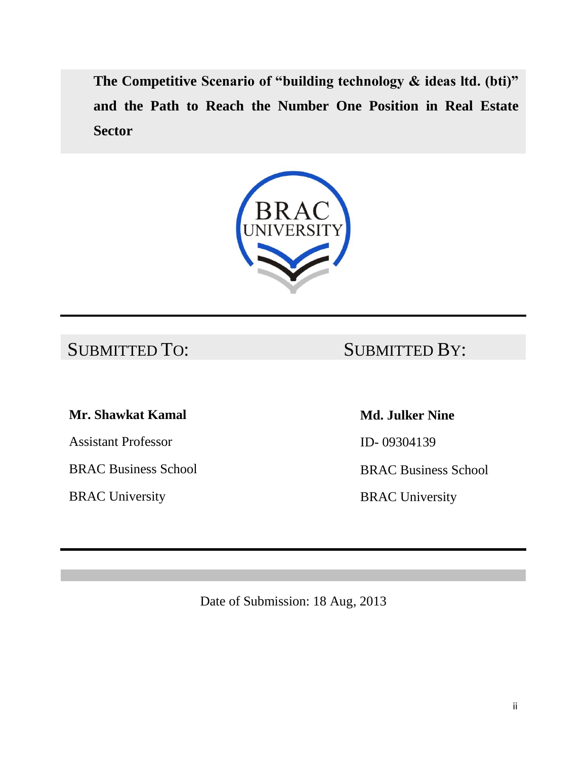# The Competitive Scenario of "building technology & ideas ltd. (bti)" and the Path to Reach the Number One Position in Real Estate Sector

| SUBMITTED TO: | SUBMITTED BY: |
|---|---|
| **Mr. Shawkat Kamal** | **Md. Julker Nine** |
| Assistant Professor | ID- 09304139 |
| BRAC Business School | BRAC Business School |
| BRAC University | BRAC University |

Date of Submission: 18 Aug, 2013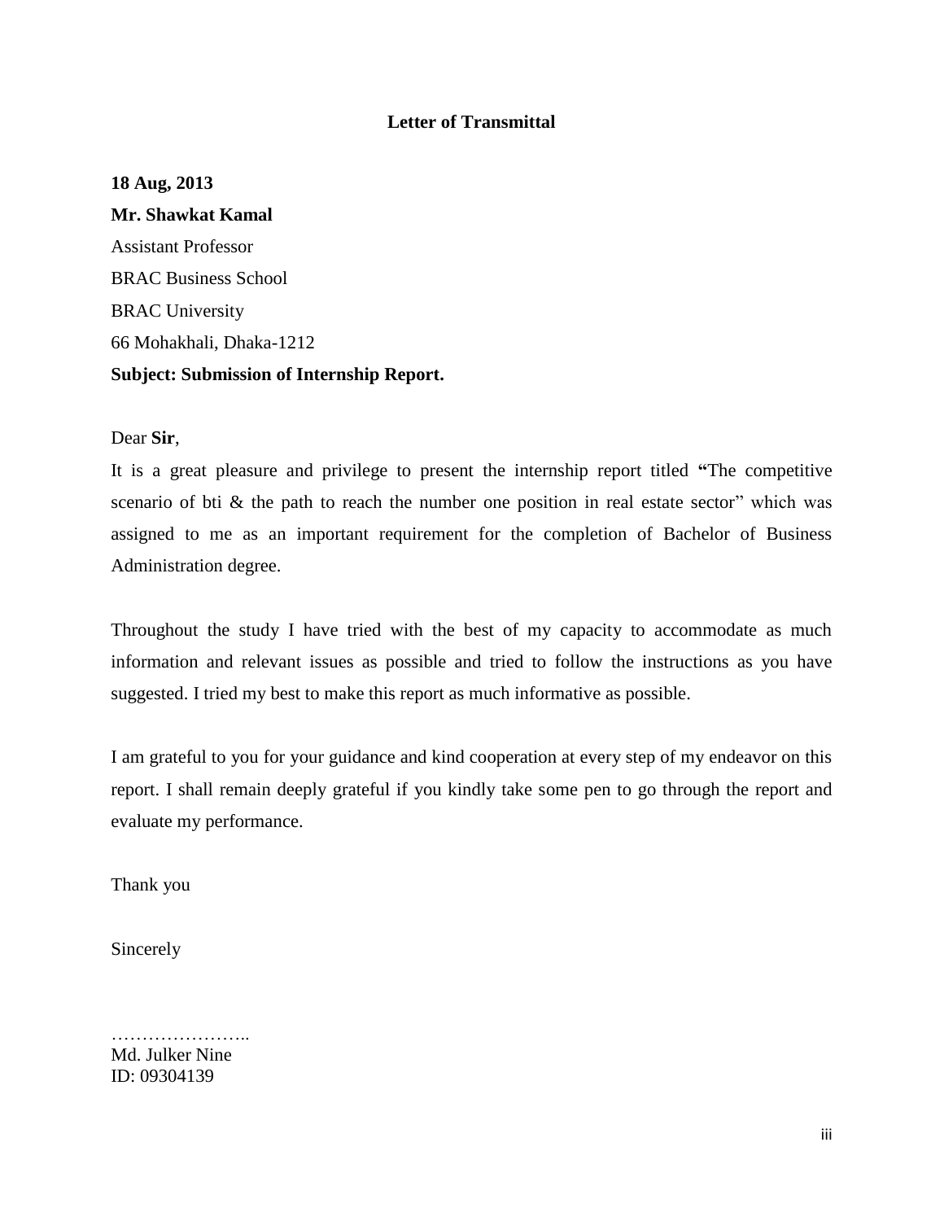## Letter of Transmittal

**18 Aug, 2013**

**Mr. Shawkat Kamal**

Assistant Professor

BRAC Business School

BRAC University

66 Mohakhali, Dhaka-1212

**Subject: Submission of Internship Report.**

Dear **Sir**,

It is a great pleasure and privilege to present the internship report titled **"**The competitive scenario of bti & the path to reach the number one position in real estate sector" which was assigned to me as an important requirement for the completion of Bachelor of Business Administration degree.

Throughout the study I have tried with the best of my capacity to accommodate as much information and relevant issues as possible and tried to follow the instructions as you have suggested. I tried my best to make this report as much informative as possible.

I am grateful to you for your guidance and kind cooperation at every step of my endeavor on this report. I shall remain deeply grateful if you kindly take some pen to go through the report and evaluate my performance.

Thank you

Sincerely

…………………..

Md. Julker Nine

ID: 09304139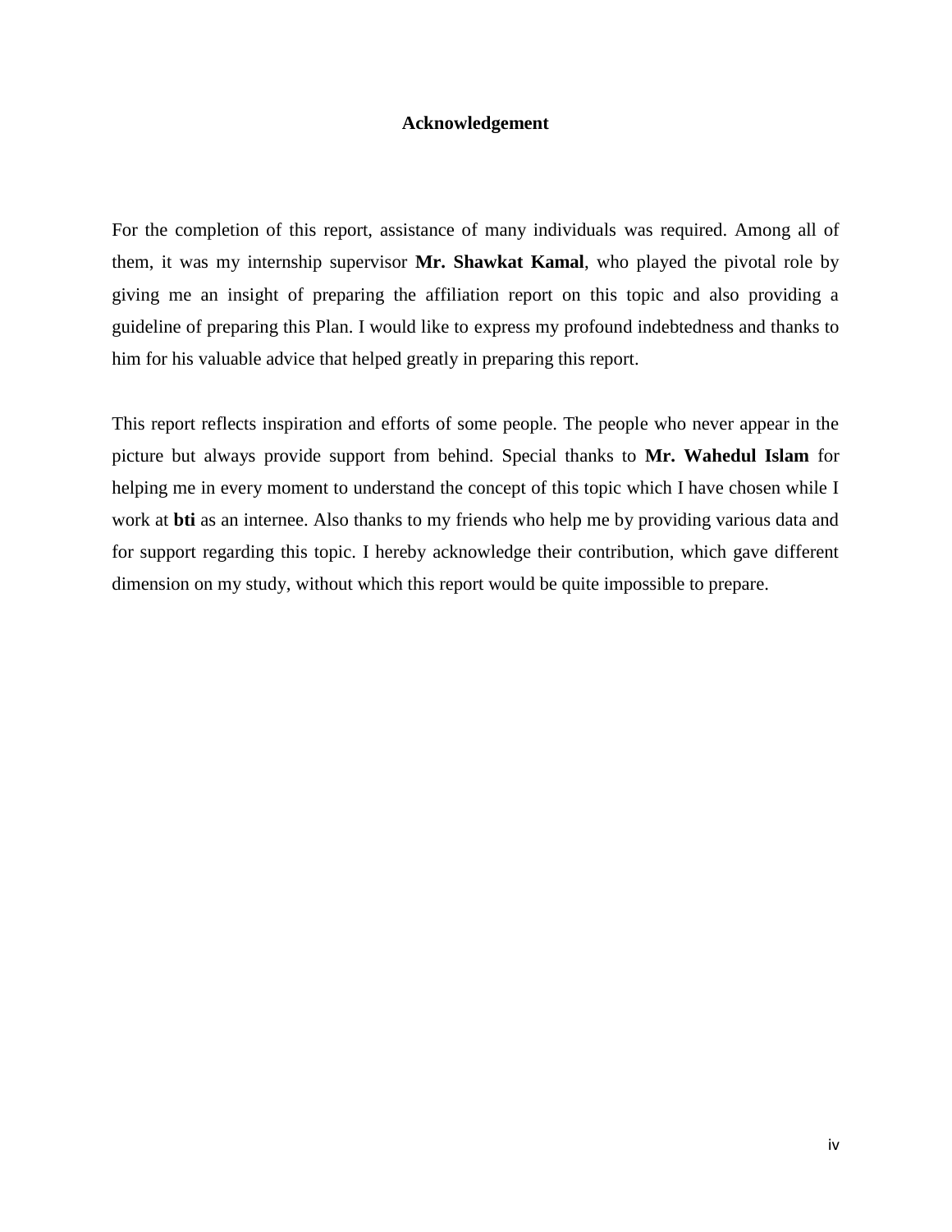# Acknowledgement

For the completion of this report, assistance of many individuals was required. Among all of them, it was my internship supervisor **Mr. Shawkat Kamal**, who played the pivotal role by giving me an insight of preparing the affiliation report on this topic and also providing a guideline of preparing this Plan. I would like to express my profound indebtedness and thanks to him for his valuable advice that helped greatly in preparing this report.

This report reflects inspiration and efforts of some people. The people who never appear in the picture but always provide support from behind. Special thanks to **Mr. Wahedul Islam** for helping me in every moment to understand the concept of this topic which I have chosen while I work at **bti** as an internee. Also thanks to my friends who help me by providing various data and for support regarding this topic. I hereby acknowledge their contribution, which gave different dimension on my study, without which this report would be quite impossible to prepare.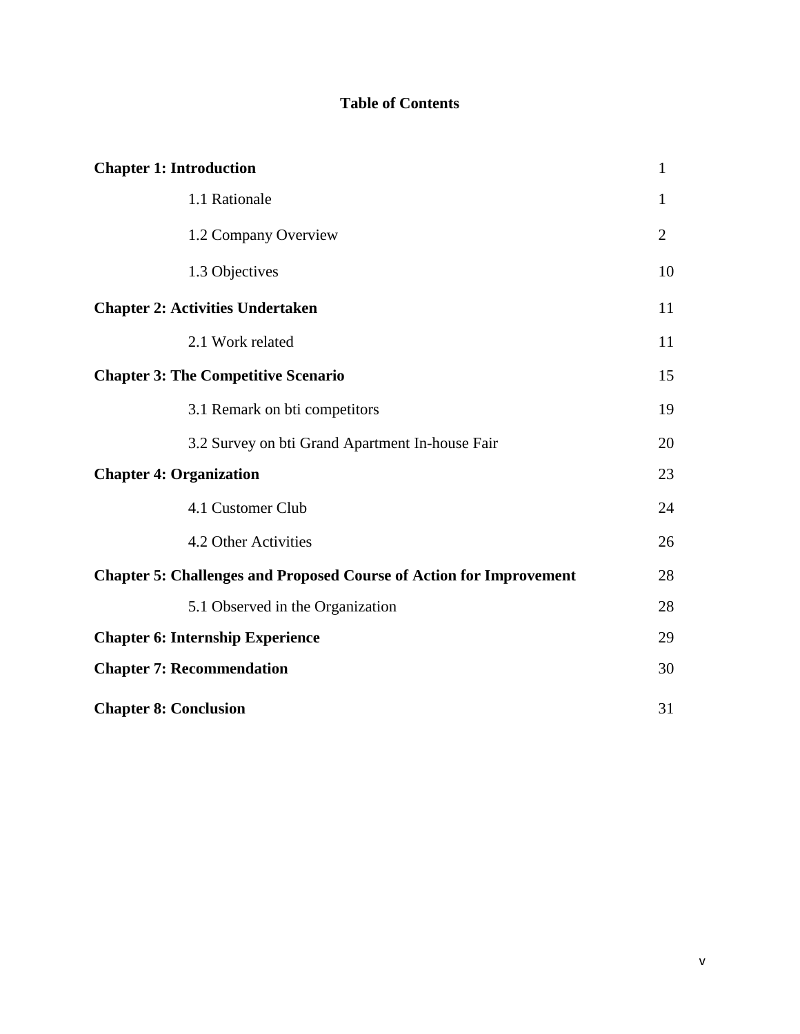# Table of Contents

| | |
|---|---|
| **Chapter 1: Introduction** | 1 |
| 1.1 Rationale | 1 |
| 1.2 Company Overview | 2 |
| 1.3 Objectives | 10 |
| **Chapter 2: Activities Undertaken** | 11 |
| 2.1 Work related | 11 |
| **Chapter 3: The Competitive Scenario** | 15 |
| 3.1 Remark on bti competitors | 19 |
| 3.2 Survey on bti Grand Apartment In-house Fair | 20 |
| **Chapter 4: Organization** | 23 |
| 4.1 Customer Club | 24 |
| 4.2 Other Activities | 26 |
| **Chapter 5: Challenges and Proposed Course of Action for Improvement** | 28 |
| 5.1 Observed in the Organization | 28 |
| **Chapter 6: Internship Experience** | 29 |
| **Chapter 7: Recommendation** | 30 |
| **Chapter 8: Conclusion** | 31 |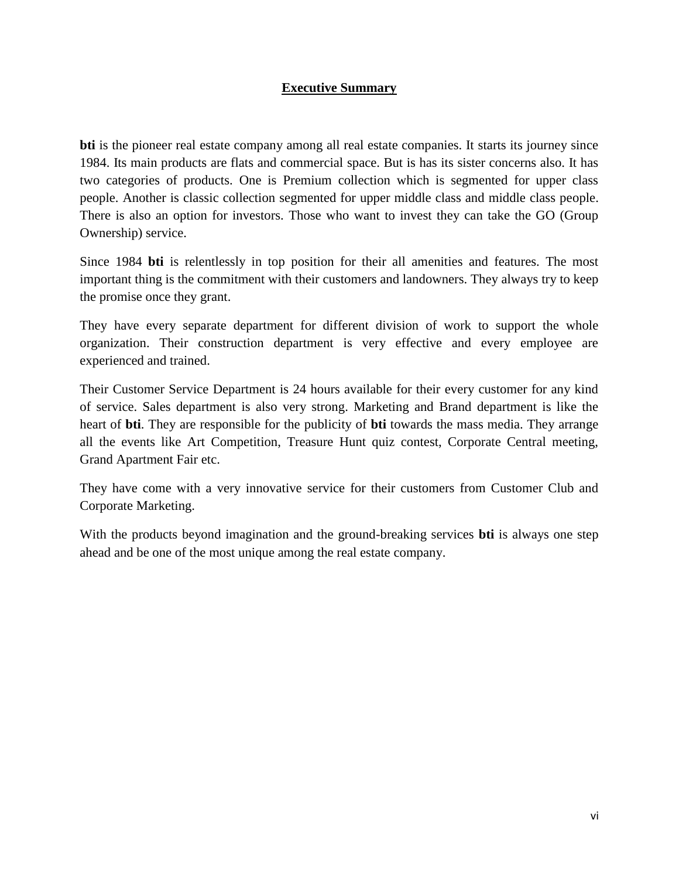## Executive Summary

**bti** is the pioneer real estate company among all real estate companies. It starts its journey since 1984. Its main products are flats and commercial space. But is has its sister concerns also. It has two categories of products. One is Premium collection which is segmented for upper class people. Another is classic collection segmented for upper middle class and middle class people. There is also an option for investors. Those who want to invest they can take the GO (Group Ownership) service.

Since 1984 **bti** is relentlessly in top position for their all amenities and features. The most important thing is the commitment with their customers and landowners. They always try to keep the promise once they grant.

They have every separate department for different division of work to support the whole organization. Their construction department is very effective and every employee are experienced and trained.

Their Customer Service Department is 24 hours available for their every customer for any kind of service. Sales department is also very strong. Marketing and Brand department is like the heart of **bti**. They are responsible for the publicity of **bti** towards the mass media. They arrange all the events like Art Competition, Treasure Hunt quiz contest, Corporate Central meeting, Grand Apartment Fair etc.

They have come with a very innovative service for their customers from Customer Club and Corporate Marketing.

With the products beyond imagination and the ground-breaking services **bti** is always one step ahead and be one of the most unique among the real estate company.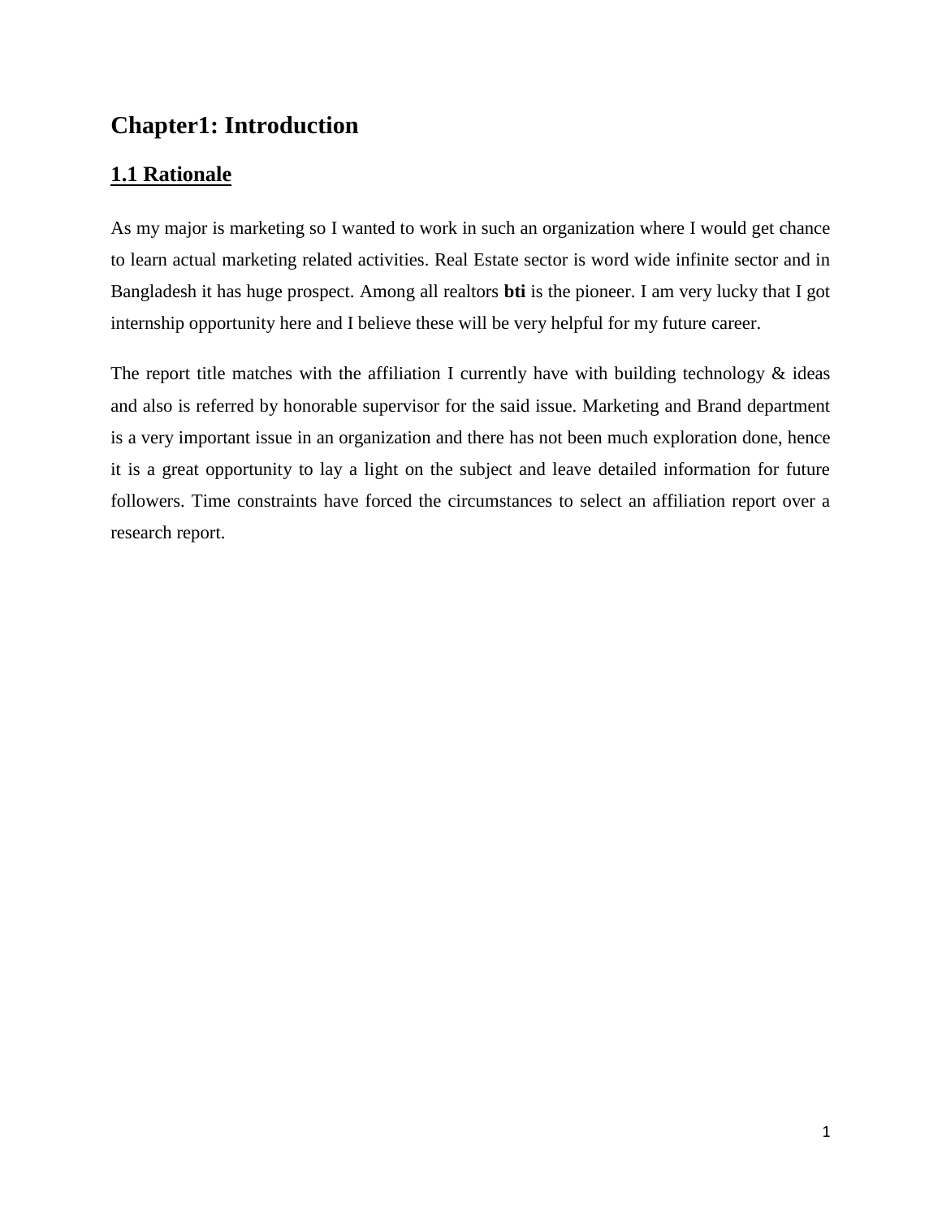# Chapter1: Introduction

## 1.1 Rationale

As my major is marketing so I wanted to work in such an organization where I would get chance to learn actual marketing related activities. Real Estate sector is word wide infinite sector and in Bangladesh it has huge prospect. Among all realtors **bti** is the pioneer. I am very lucky that I got internship opportunity here and I believe these will be very helpful for my future career.

The report title matches with the affiliation I currently have with building technology & ideas and also is referred by honorable supervisor for the said issue. Marketing and Brand department is a very important issue in an organization and there has not been much exploration done, hence it is a great opportunity to lay a light on the subject and leave detailed information for future followers. Time constraints have forced the circumstances to select an affiliation report over a research report.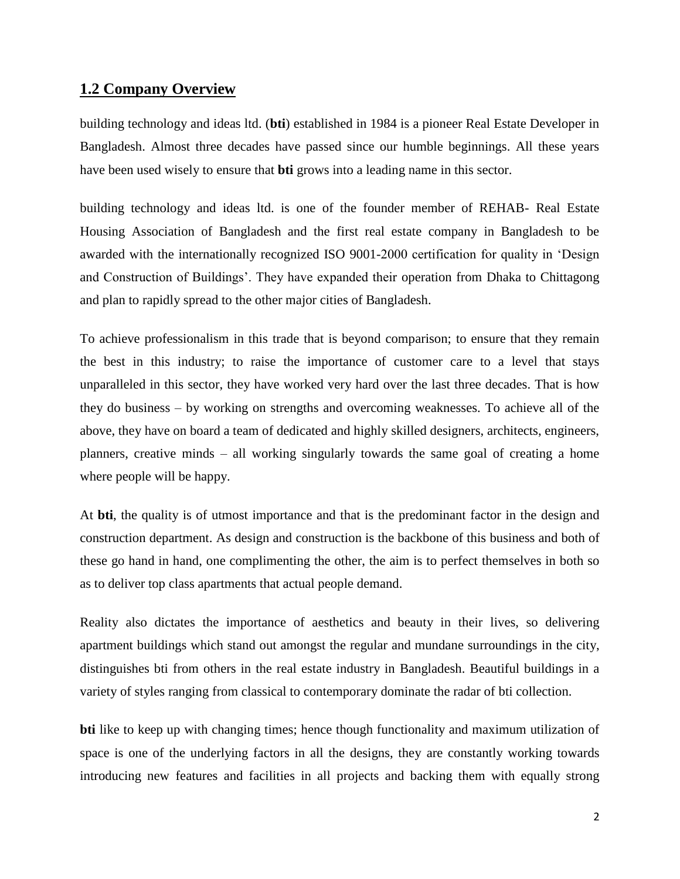## 1.2 Company Overview

building technology and ideas ltd. (**bti**) established in 1984 is a pioneer Real Estate Developer in Bangladesh. Almost three decades have passed since our humble beginnings. All these years have been used wisely to ensure that **bti** grows into a leading name in this sector.

building technology and ideas ltd. is one of the founder member of REHAB- Real Estate Housing Association of Bangladesh and the first real estate company in Bangladesh to be awarded with the internationally recognized ISO 9001-2000 certification for quality in 'Design and Construction of Buildings'. They have expanded their operation from Dhaka to Chittagong and plan to rapidly spread to the other major cities of Bangladesh.

To achieve professionalism in this trade that is beyond comparison; to ensure that they remain the best in this industry; to raise the importance of customer care to a level that stays unparalleled in this sector, they have worked very hard over the last three decades. That is how they do business – by working on strengths and overcoming weaknesses. To achieve all of the above, they have on board a team of dedicated and highly skilled designers, architects, engineers, planners, creative minds – all working singularly towards the same goal of creating a home where people will be happy.

At **bti**, the quality is of utmost importance and that is the predominant factor in the design and construction department. As design and construction is the backbone of this business and both of these go hand in hand, one complimenting the other, the aim is to perfect themselves in both so as to deliver top class apartments that actual people demand.

Reality also dictates the importance of aesthetics and beauty in their lives, so delivering apartment buildings which stand out amongst the regular and mundane surroundings in the city, distinguishes bti from others in the real estate industry in Bangladesh. Beautiful buildings in a variety of styles ranging from classical to contemporary dominate the radar of bti collection.

**bti** like to keep up with changing times; hence though functionality and maximum utilization of space is one of the underlying factors in all the designs, they are constantly working towards introducing new features and facilities in all projects and backing them with equally strong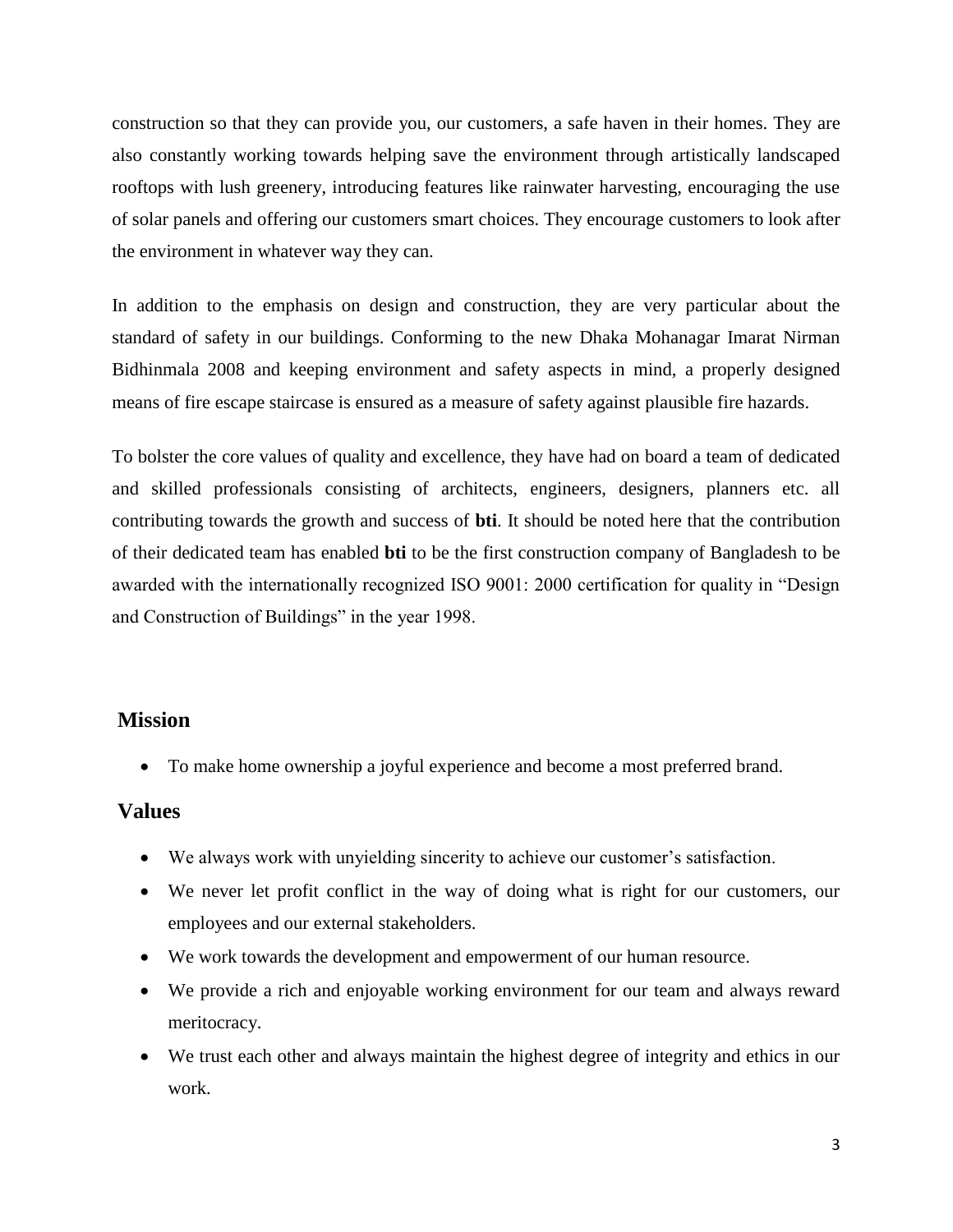construction so that they can provide you, our customers, a safe haven in their homes. They are also constantly working towards helping save the environment through artistically landscaped rooftops with lush greenery, introducing features like rainwater harvesting, encouraging the use of solar panels and offering our customers smart choices. They encourage customers to look after the environment in whatever way they can.

In addition to the emphasis on design and construction, they are very particular about the standard of safety in our buildings. Conforming to the new Dhaka Mohanagar Imarat Nirman Bidhinmala 2008 and keeping environment and safety aspects in mind, a properly designed means of fire escape staircase is ensured as a measure of safety against plausible fire hazards.

To bolster the core values of quality and excellence, they have had on board a team of dedicated and skilled professionals consisting of architects, engineers, designers, planners etc. all contributing towards the growth and success of **bti**. It should be noted here that the contribution of their dedicated team has enabled **bti** to be the first construction company of Bangladesh to be awarded with the internationally recognized ISO 9001: 2000 certification for quality in "Design and Construction of Buildings" in the year 1998.

## Mission

- To make home ownership a joyful experience and become a most preferred brand.

## Values

- We always work with unyielding sincerity to achieve our customer's satisfaction.
- We never let profit conflict in the way of doing what is right for our customers, our employees and our external stakeholders.
- We work towards the development and empowerment of our human resource.
- We provide a rich and enjoyable working environment for our team and always reward meritocracy.
- We trust each other and always maintain the highest degree of integrity and ethics in our work.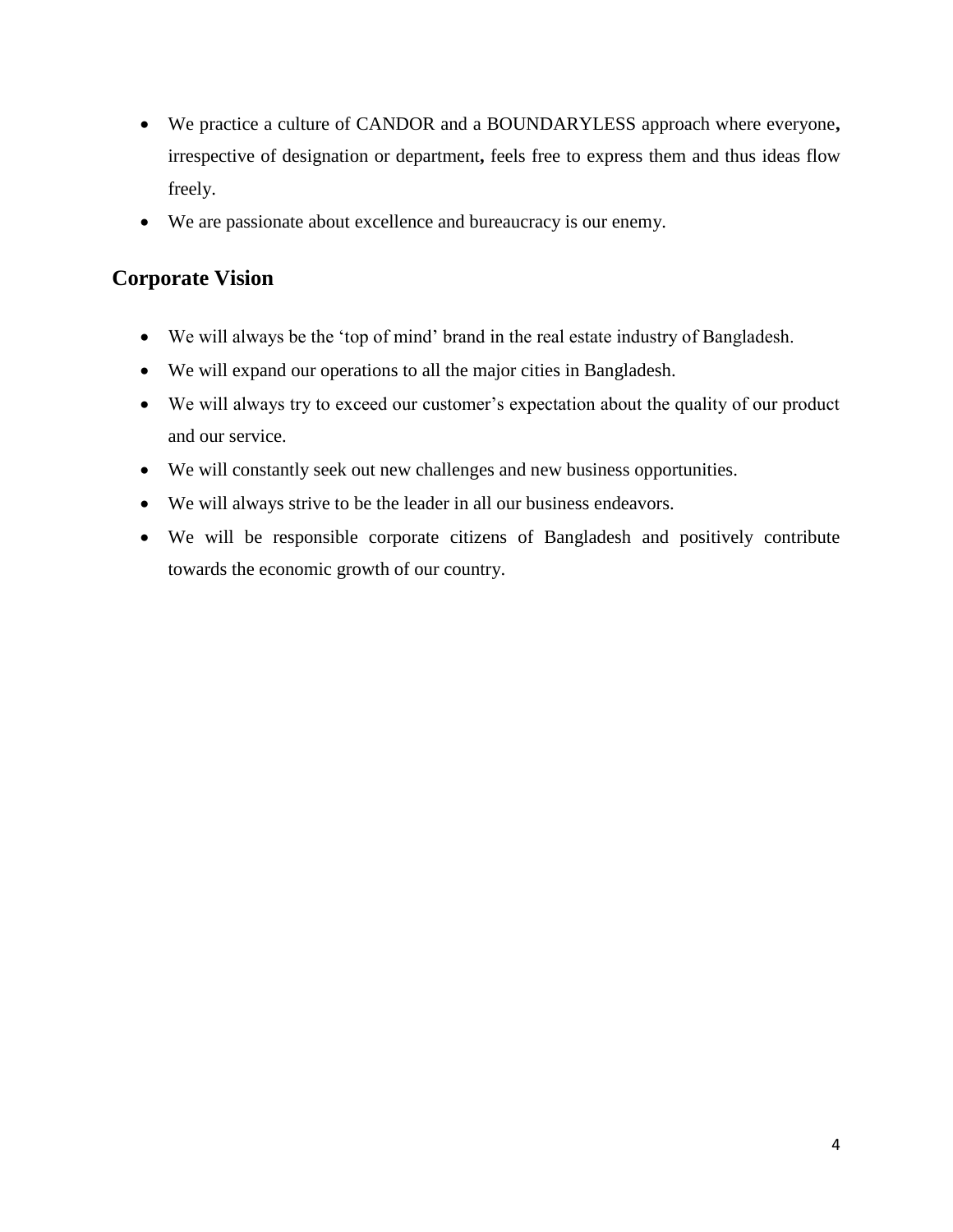- We practice a culture of CANDOR and a BOUNDARYLESS approach where everyone, irrespective of designation or department, feels free to express them and thus ideas flow freely.
- We are passionate about excellence and bureaucracy is our enemy.

## Corporate Vision

- We will always be the 'top of mind' brand in the real estate industry of Bangladesh.
- We will expand our operations to all the major cities in Bangladesh.
- We will always try to exceed our customer's expectation about the quality of our product and our service.
- We will constantly seek out new challenges and new business opportunities.
- We will always strive to be the leader in all our business endeavors.
- We will be responsible corporate citizens of Bangladesh and positively contribute towards the economic growth of our country.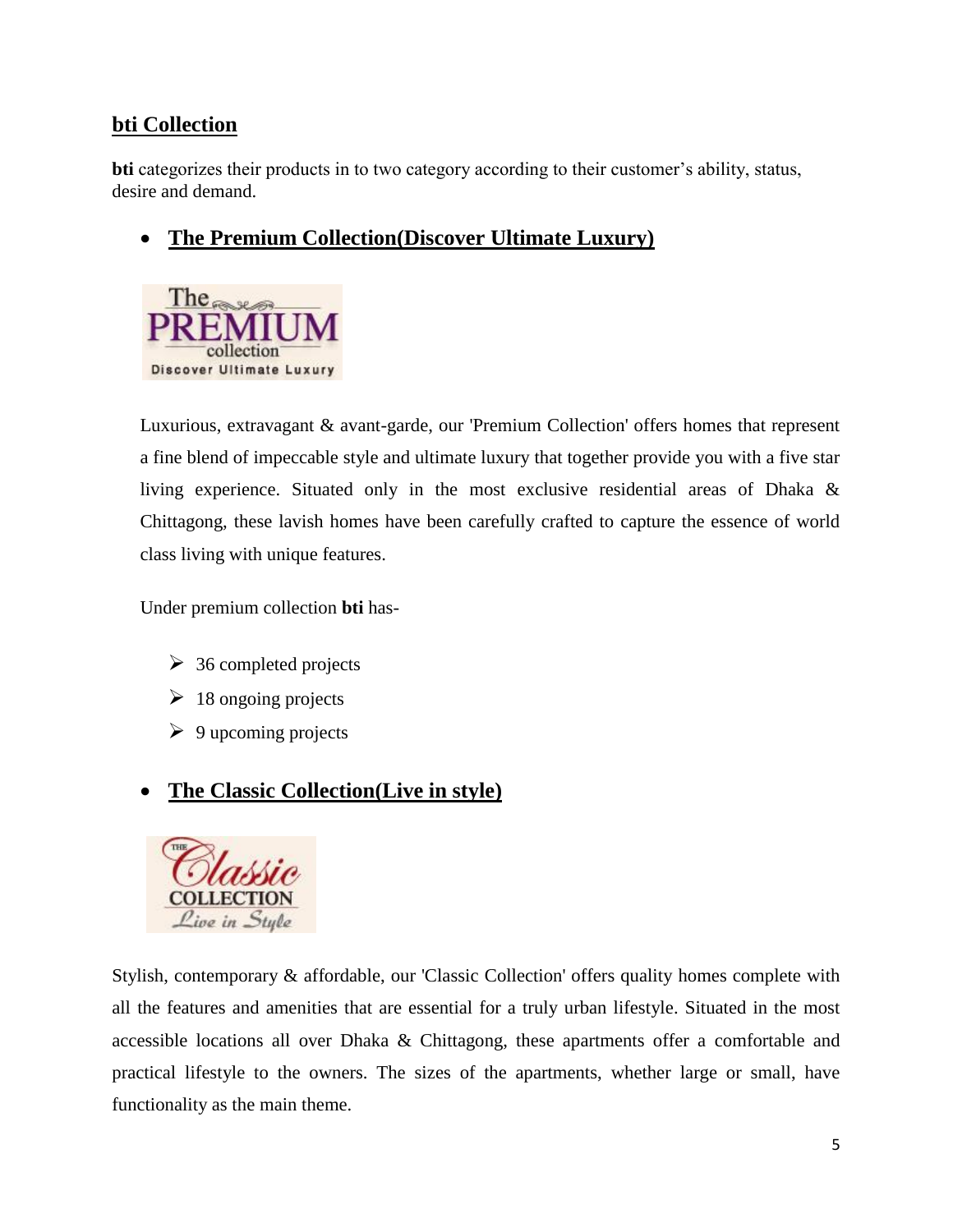## bti Collection

**bti** categorizes their products in to two category according to their customer's ability, status, desire and demand.

- **The Premium Collection(Discover Ultimate Luxury)**

Luxurious, extravagant & avant-garde, our 'Premium Collection' offers homes that represent a fine blend of impeccable style and ultimate luxury that together provide you with a five star living experience. Situated only in the most exclusive residential areas of Dhaka & Chittagong, these lavish homes have been carefully crafted to capture the essence of world class living with unique features.

Under premium collection **bti** has-

- 36 completed projects
- 18 ongoing projects
- 9 upcoming projects

- **The Classic Collection(Live in style)**

Stylish, contemporary & affordable, our 'Classic Collection' offers quality homes complete with all the features and amenities that are essential for a truly urban lifestyle. Situated in the most accessible locations all over Dhaka & Chittagong, these apartments offer a comfortable and practical lifestyle to the owners. The sizes of the apartments, whether large or small, have functionality as the main theme.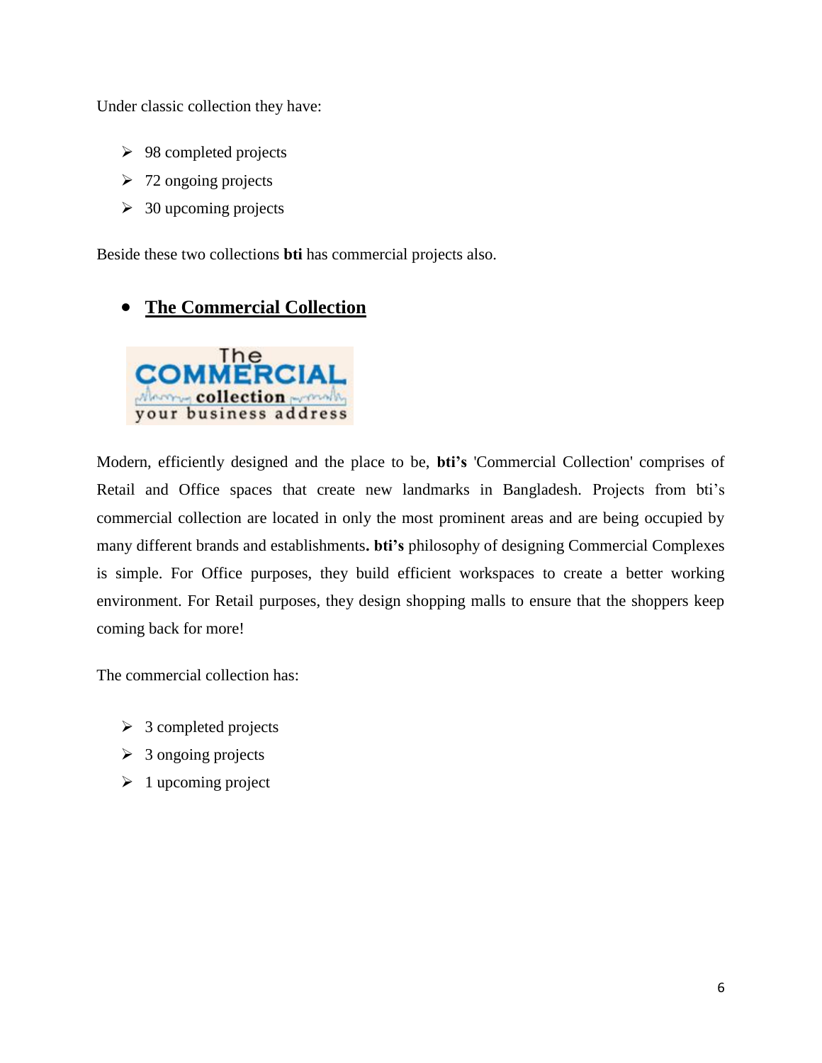Under classic collection they have:

- 98 completed projects
- 72 ongoing projects
- 30 upcoming projects

Beside these two collections **bti** has commercial projects also.

- **The Commercial Collection**

Modern, efficiently designed and the place to be, **bti's** 'Commercial Collection' comprises of Retail and Office spaces that create new landmarks in Bangladesh. Projects from bti's commercial collection are located in only the most prominent areas and are being occupied by many different brands and establishments**. bti's** philosophy of designing Commercial Complexes is simple. For Office purposes, they build efficient workspaces to create a better working environment. For Retail purposes, they design shopping malls to ensure that the shoppers keep coming back for more!

The commercial collection has:

- 3 completed projects
- 3 ongoing projects
- 1 upcoming project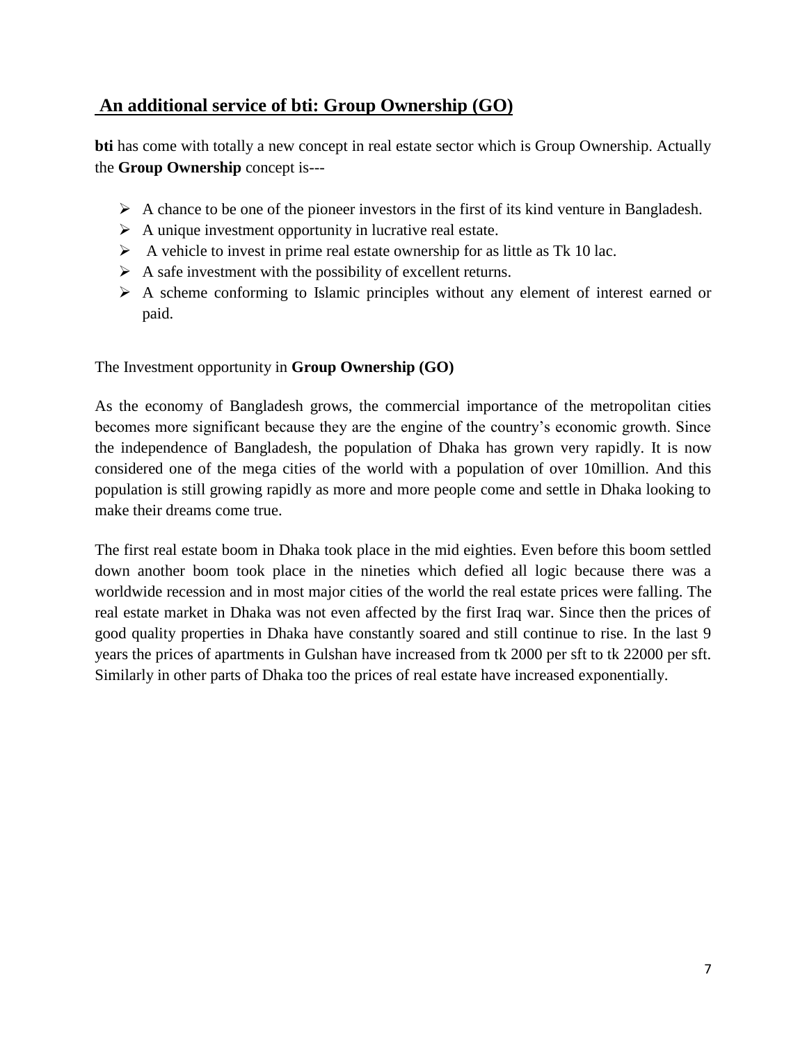## An additional service of bti: Group Ownership (GO)

**bti** has come with totally a new concept in real estate sector which is Group Ownership. Actually the **Group Ownership** concept is---

- A chance to be one of the pioneer investors in the first of its kind venture in Bangladesh.
- A unique investment opportunity in lucrative real estate.
- A vehicle to invest in prime real estate ownership for as little as Tk 10 lac.
- A safe investment with the possibility of excellent returns.
- A scheme conforming to Islamic principles without any element of interest earned or paid.

The Investment opportunity in **Group Ownership (GO)**

As the economy of Bangladesh grows, the commercial importance of the metropolitan cities becomes more significant because they are the engine of the country's economic growth. Since the independence of Bangladesh, the population of Dhaka has grown very rapidly. It is now considered one of the mega cities of the world with a population of over 10million. And this population is still growing rapidly as more and more people come and settle in Dhaka looking to make their dreams come true.

The first real estate boom in Dhaka took place in the mid eighties. Even before this boom settled down another boom took place in the nineties which defied all logic because there was a worldwide recession and in most major cities of the world the real estate prices were falling. The real estate market in Dhaka was not even affected by the first Iraq war. Since then the prices of good quality properties in Dhaka have constantly soared and still continue to rise. In the last 9 years the prices of apartments in Gulshan have increased from tk 2000 per sft to tk 22000 per sft. Similarly in other parts of Dhaka too the prices of real estate have increased exponentially.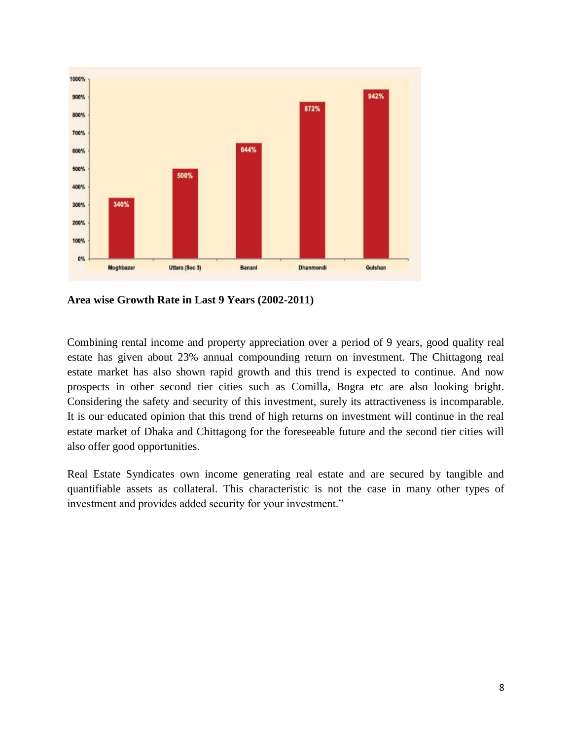| Area | Growth Rate |
|---|---|
| Moghbazar | 340% |
| Uttara (Sec 3) | 500% |
| Banani | 644% |
| Dhanmondi | 872% |
| Gulshan | 942% |

**Area wise Growth Rate in Last 9 Years (2002-2011)**

Combining rental income and property appreciation over a period of 9 years, good quality real estate has given about 23% annual compounding return on investment. The Chittagong real estate market has also shown rapid growth and this trend is expected to continue. And now prospects in other second tier cities such as Comilla, Bogra etc are also looking bright. Considering the safety and security of this investment, surely its attractiveness is incomparable. It is our educated opinion that this trend of high returns on investment will continue in the real estate market of Dhaka and Chittagong for the foreseeable future and the second tier cities will also offer good opportunities.

Real Estate Syndicates own income generating real estate and are secured by tangible and quantifiable assets as collateral. This characteristic is not the case in many other types of investment and provides added security for your investment."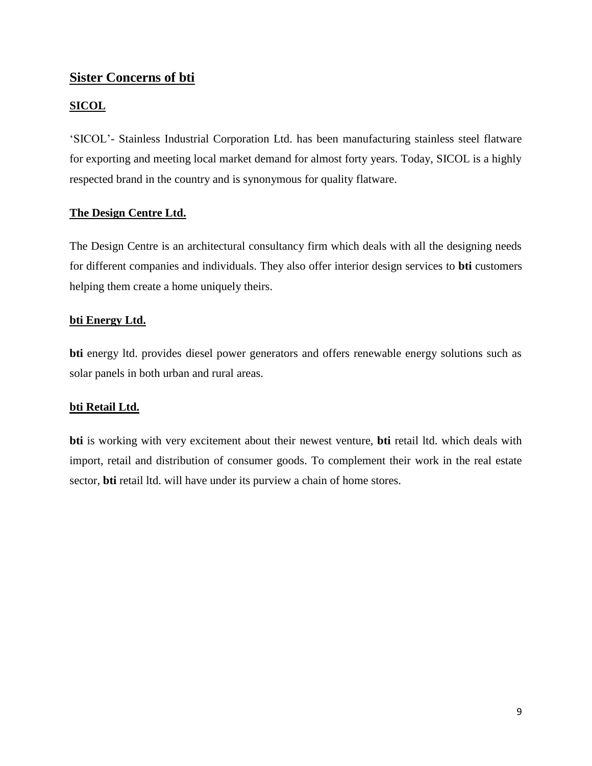## Sister Concerns of bti

### SICOL

'SICOL'- Stainless Industrial Corporation Ltd. has been manufacturing stainless steel flatware for exporting and meeting local market demand for almost forty years. Today, SICOL is a highly respected brand in the country and is synonymous for quality flatware.

### The Design Centre Ltd.

The Design Centre is an architectural consultancy firm which deals with all the designing needs for different companies and individuals. They also offer interior design services to **bti** customers helping them create a home uniquely theirs.

### bti Energy Ltd.

**bti** energy ltd. provides diesel power generators and offers renewable energy solutions such as solar panels in both urban and rural areas.

### bti Retail Ltd.

**bti** is working with very excitement about their newest venture, **bti** retail ltd. which deals with import, retail and distribution of consumer goods. To complement their work in the real estate sector, **bti** retail ltd. will have under its purview a chain of home stores.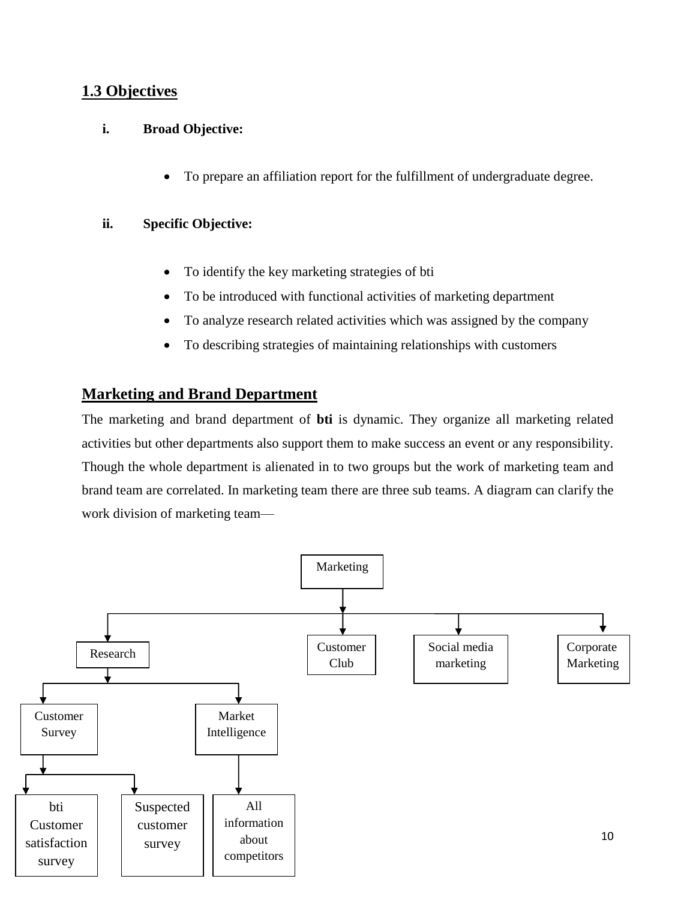## 1.3 Objectives

**i. Broad Objective:**

- To prepare an affiliation report for the fulfillment of undergraduate degree.

**ii. Specific Objective:**

- To identify the key marketing strategies of bti
- To be introduced with functional activities of marketing department
- To analyze research related activities which was assigned by the company
- To describing strategies of maintaining relationships with customers

## Marketing and Brand Department

The marketing and brand department of **bti** is dynamic. They organize all marketing related activities but other departments also support them to make success an event or any responsibility. Though the whole department is alienated in to two groups but the work of marketing team and brand team are correlated. In marketing team there are three sub teams. A diagram can clarify the work division of marketing team—

- Marketing
  - Research
    - Customer Survey
      - bti Customer satisfaction survey
      - Suspected customer survey
    - Market Intelligence
      - All information about competitors
  - Customer Club
  - Social media marketing
  - Corporate Marketing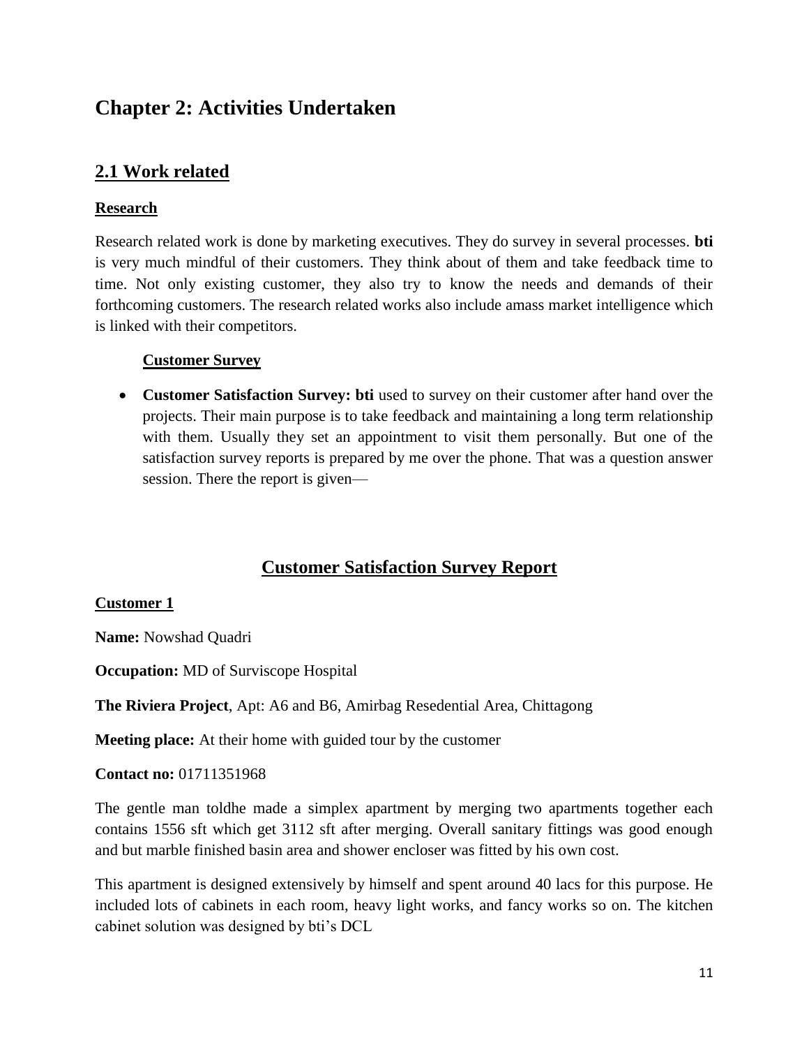# Chapter 2: Activities Undertaken

## 2.1 Work related

**Research**

Research related work is done by marketing executives. They do survey in several processes. **bti** is very much mindful of their customers. They think about of them and take feedback time to time. Not only existing customer, they also try to know the needs and demands of their forthcoming customers. The research related works also include amass market intelligence which is linked with their competitors.

**Customer Survey**

- **Customer Satisfaction Survey: bti** used to survey on their customer after hand over the projects. Their main purpose is to take feedback and maintaining a long term relationship with them. Usually they set an appointment to visit them personally. But one of the satisfaction survey reports is prepared by me over the phone. That was a question answer session. There the report is given—

## Customer Satisfaction Survey Report

**Customer 1**

**Name:** Nowshad Quadri

**Occupation:** MD of Surviscope Hospital

**The Riviera Project**, Apt: A6 and B6, Amirbag Resedential Area, Chittagong

**Meeting place:** At their home with guided tour by the customer

**Contact no:** 01711351968

The gentle man toldhe made a simplex apartment by merging two apartments together each contains 1556 sft which get 3112 sft after merging. Overall sanitary fittings was good enough and but marble finished basin area and shower encloser was fitted by his own cost.

This apartment is designed extensively by himself and spent around 40 lacs for this purpose. He included lots of cabinets in each room, heavy light works, and fancy works so on. The kitchen cabinet solution was designed by bti's DCL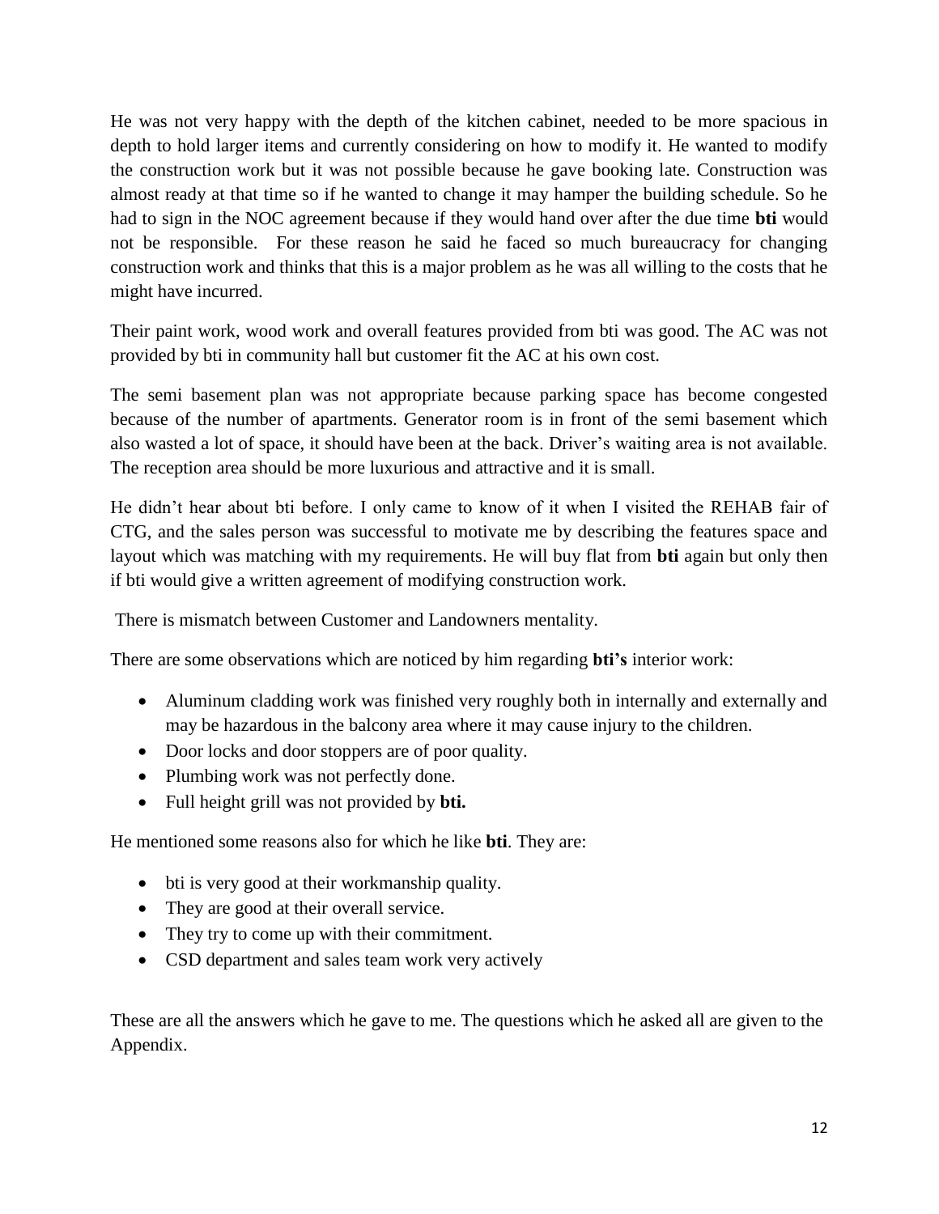He was not very happy with the depth of the kitchen cabinet, needed to be more spacious in depth to hold larger items and currently considering on how to modify it. He wanted to modify the construction work but it was not possible because he gave booking late. Construction was almost ready at that time so if he wanted to change it may hamper the building schedule. So he had to sign in the NOC agreement because if they would hand over after the due time **bti** would not be responsible. For these reason he said he faced so much bureaucracy for changing construction work and thinks that this is a major problem as he was all willing to the costs that he might have incurred.

Their paint work, wood work and overall features provided from bti was good. The AC was not provided by bti in community hall but customer fit the AC at his own cost.

The semi basement plan was not appropriate because parking space has become congested because of the number of apartments. Generator room is in front of the semi basement which also wasted a lot of space, it should have been at the back. Driver's waiting area is not available. The reception area should be more luxurious and attractive and it is small.

He didn't hear about bti before. I only came to know of it when I visited the REHAB fair of CTG, and the sales person was successful to motivate me by describing the features space and layout which was matching with my requirements. He will buy flat from **bti** again but only then if bti would give a written agreement of modifying construction work.

There is mismatch between Customer and Landowners mentality.

There are some observations which are noticed by him regarding **bti's** interior work:

- Aluminum cladding work was finished very roughly both in internally and externally and may be hazardous in the balcony area where it may cause injury to the children.
- Door locks and door stoppers are of poor quality.
- Plumbing work was not perfectly done.
- Full height grill was not provided by **bti.**

He mentioned some reasons also for which he like **bti**. They are:

- bti is very good at their workmanship quality.
- They are good at their overall service.
- They try to come up with their commitment.
- CSD department and sales team work very actively

These are all the answers which he gave to me. The questions which he asked all are given to the Appendix.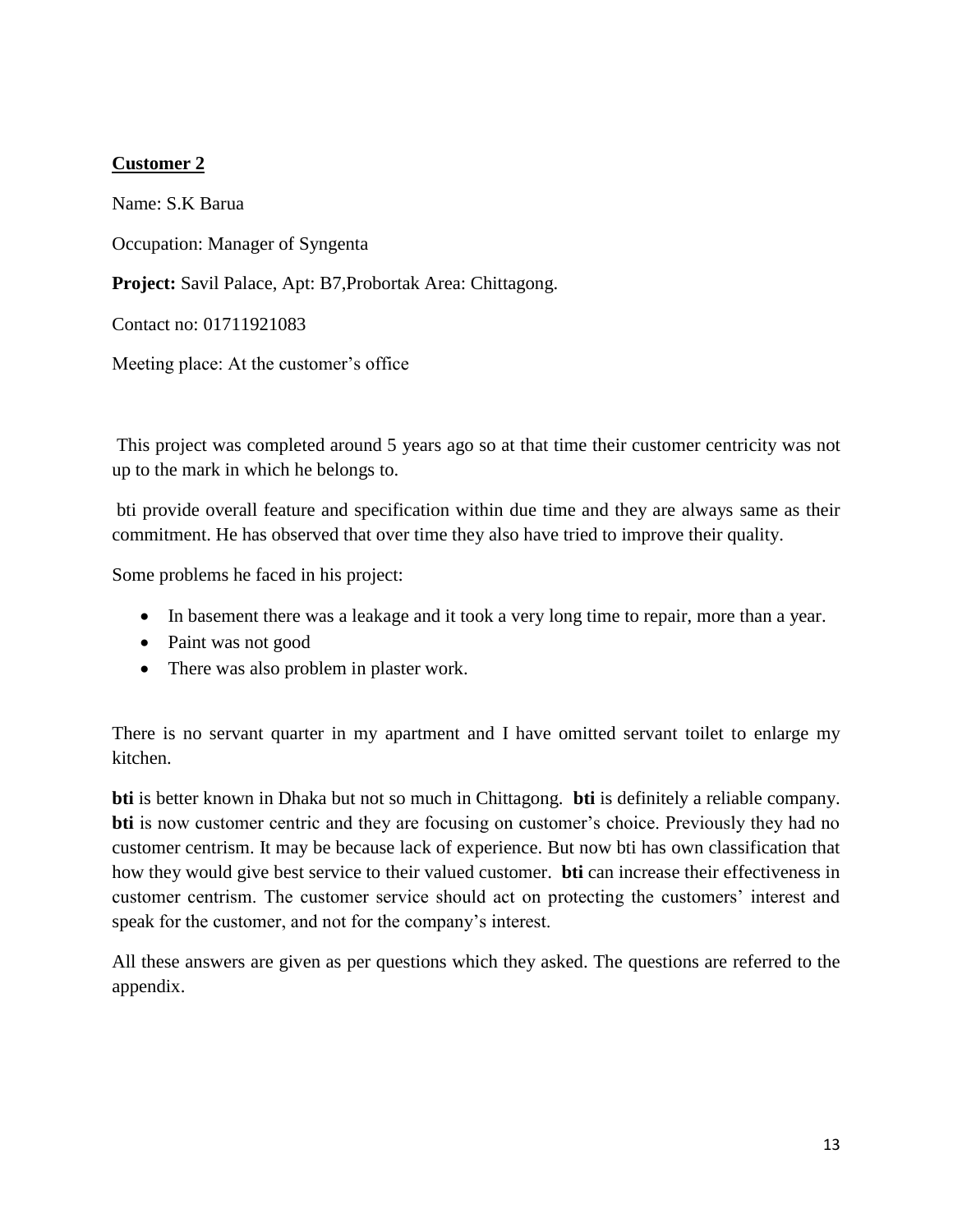**Customer 2**

Name: S.K Barua

Occupation: Manager of Syngenta

**Project:** Savil Palace, Apt: B7,Probortak Area: Chittagong.

Contact no: 01711921083

Meeting place: At the customer's office

This project was completed around 5 years ago so at that time their customer centricity was not up to the mark in which he belongs to.

bti provide overall feature and specification within due time and they are always same as their commitment. He has observed that over time they also have tried to improve their quality.

Some problems he faced in his project:

- In basement there was a leakage and it took a very long time to repair, more than a year.
- Paint was not good
- There was also problem in plaster work.

There is no servant quarter in my apartment and I have omitted servant toilet to enlarge my kitchen.

**bti** is better known in Dhaka but not so much in Chittagong. **bti** is definitely a reliable company. **bti** is now customer centric and they are focusing on customer's choice. Previously they had no customer centrism. It may be because lack of experience. But now bti has own classification that how they would give best service to their valued customer. **bti** can increase their effectiveness in customer centrism. The customer service should act on protecting the customers' interest and speak for the customer, and not for the company's interest.

All these answers are given as per questions which they asked. The questions are referred to the appendix.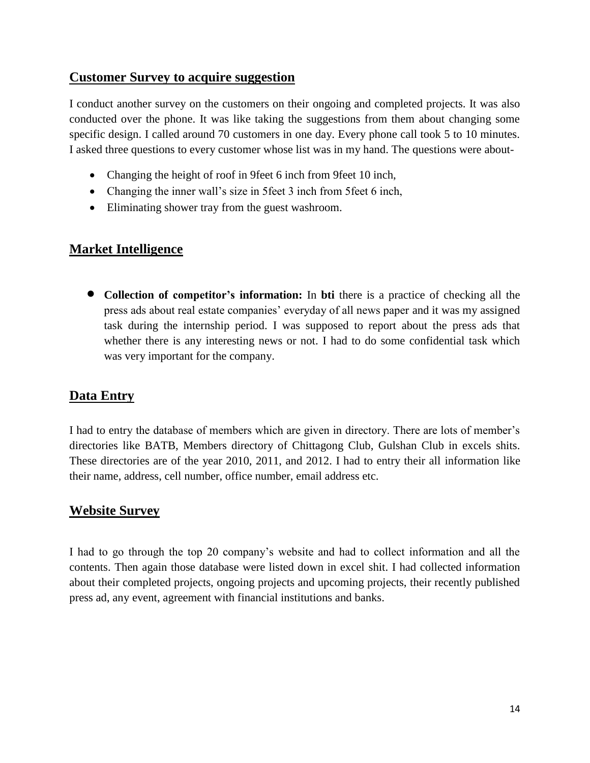## Customer Survey to acquire suggestion

I conduct another survey on the customers on their ongoing and completed projects. It was also conducted over the phone. It was like taking the suggestions from them about changing some specific design. I called around 70 customers in one day. Every phone call took 5 to 10 minutes. I asked three questions to every customer whose list was in my hand. The questions were about-

- Changing the height of roof in 9feet 6 inch from 9feet 10 inch,
- Changing the inner wall's size in 5feet 3 inch from 5feet 6 inch,
- Eliminating shower tray from the guest washroom.

## Market Intelligence

- **Collection of competitor's information:** In **bti** there is a practice of checking all the press ads about real estate companies' everyday of all news paper and it was my assigned task during the internship period. I was supposed to report about the press ads that whether there is any interesting news or not. I had to do some confidential task which was very important for the company.

## Data Entry

I had to entry the database of members which are given in directory. There are lots of member's directories like BATB, Members directory of Chittagong Club, Gulshan Club in excels shits. These directories are of the year 2010, 2011, and 2012. I had to entry their all information like their name, address, cell number, office number, email address etc.

## Website Survey

I had to go through the top 20 company's website and had to collect information and all the contents. Then again those database were listed down in excel shit. I had collected information about their completed projects, ongoing projects and upcoming projects, their recently published press ad, any event, agreement with financial institutions and banks.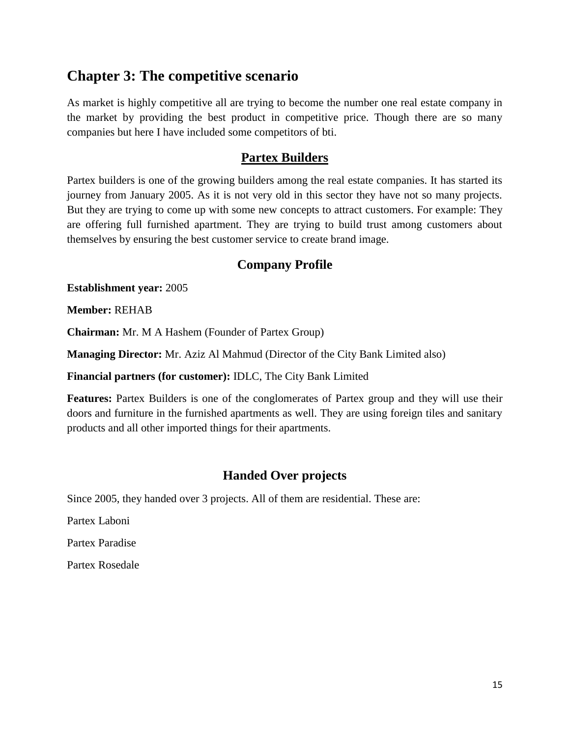# Chapter 3: The competitive scenario

As market is highly competitive all are trying to become the number one real estate company in the market by providing the best product in competitive price. Though there are so many companies but here I have included some competitors of bti.

## Partex Builders

Partex builders is one of the growing builders among the real estate companies. It has started its journey from January 2005. As it is not very old in this sector they have not so many projects. But they are trying to come up with some new concepts to attract customers. For example: They are offering full furnished apartment. They are trying to build trust among customers about themselves by ensuring the best customer service to create brand image.

### Company Profile

**Establishment year:** 2005

**Member:** REHAB

**Chairman:** Mr. M A Hashem (Founder of Partex Group)

**Managing Director:** Mr. Aziz Al Mahmud (Director of the City Bank Limited also)

**Financial partners (for customer):** IDLC, The City Bank Limited

**Features:** Partex Builders is one of the conglomerates of Partex group and they will use their doors and furniture in the furnished apartments as well. They are using foreign tiles and sanitary products and all other imported things for their apartments.

### Handed Over projects

Since 2005, they handed over 3 projects. All of them are residential. These are:

Partex Laboni

Partex Paradise

Partex Rosedale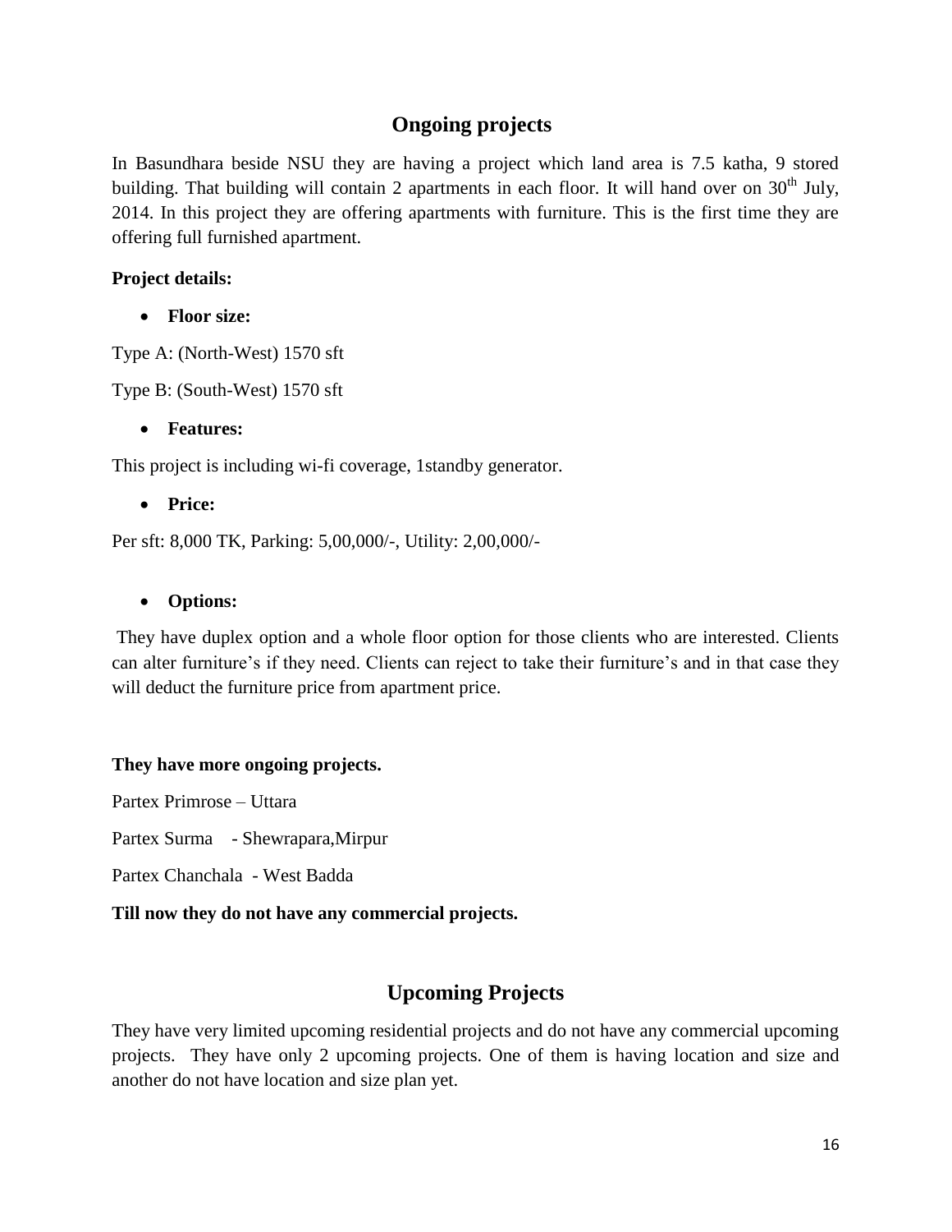## Ongoing projects

In Basundhara beside NSU they are having a project which land area is 7.5 katha, 9 stored building. That building will contain 2 apartments in each floor. It will hand over on 30th July, 2014. In this project they are offering apartments with furniture. This is the first time they are offering full furnished apartment.

**Project details:**

- **Floor size:**

Type A: (North-West) 1570 sft

Type B: (South-West) 1570 sft

- **Features:**

This project is including wi-fi coverage, 1standby generator.

- **Price:**

Per sft: 8,000 TK, Parking: 5,00,000/-, Utility: 2,00,000/-

- **Options:**

They have duplex option and a whole floor option for those clients who are interested. Clients can alter furniture's if they need. Clients can reject to take their furniture's and in that case they will deduct the furniture price from apartment price.

**They have more ongoing projects.**

Partex Primrose – Uttara

Partex Surma - Shewrapara,Mirpur

Partex Chanchala - West Badda

**Till now they do not have any commercial projects.**

## Upcoming Projects

They have very limited upcoming residential projects and do not have any commercial upcoming projects. They have only 2 upcoming projects. One of them is having location and size and another do not have location and size plan yet.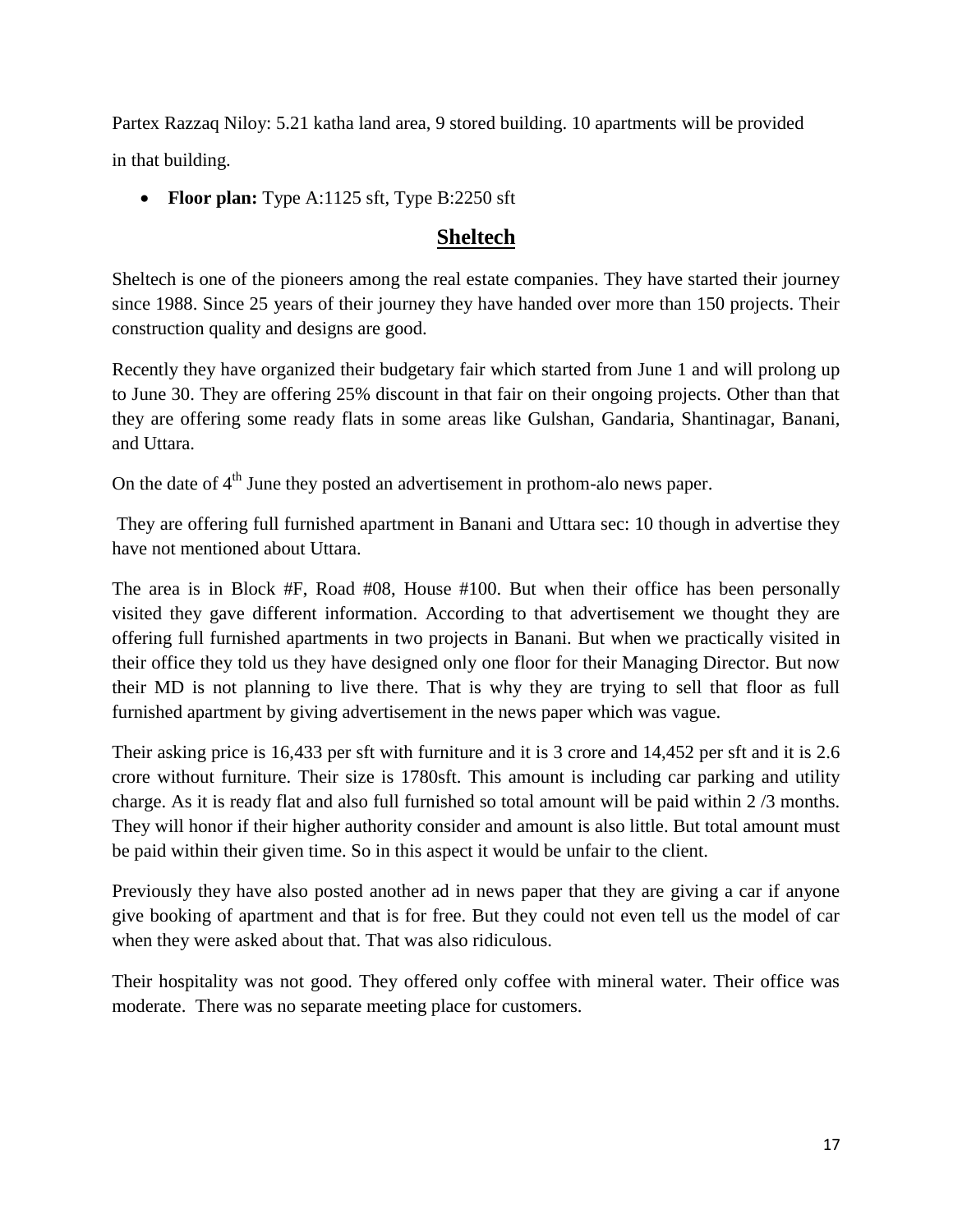Partex Razzaq Niloy: 5.21 katha land area, 9 stored building. 10 apartments will be provided in that building.

- **Floor plan:** Type A:1125 sft, Type B:2250 sft

## Sheltech

Sheltech is one of the pioneers among the real estate companies. They have started their journey since 1988. Since 25 years of their journey they have handed over more than 150 projects. Their construction quality and designs are good.

Recently they have organized their budgetary fair which started from June 1 and will prolong up to June 30. They are offering 25% discount in that fair on their ongoing projects. Other than that they are offering some ready flats in some areas like Gulshan, Gandaria, Shantinagar, Banani, and Uttara.

On the date of 4th June they posted an advertisement in prothom-alo news paper.

They are offering full furnished apartment in Banani and Uttara sec: 10 though in advertise they have not mentioned about Uttara.

The area is in Block #F, Road #08, House #100. But when their office has been personally visited they gave different information. According to that advertisement we thought they are offering full furnished apartments in two projects in Banani. But when we practically visited in their office they told us they have designed only one floor for their Managing Director. But now their MD is not planning to live there. That is why they are trying to sell that floor as full furnished apartment by giving advertisement in the news paper which was vague.

Their asking price is 16,433 per sft with furniture and it is 3 crore and 14,452 per sft and it is 2.6 crore without furniture. Their size is 1780sft. This amount is including car parking and utility charge. As it is ready flat and also full furnished so total amount will be paid within 2 /3 months. They will honor if their higher authority consider and amount is also little. But total amount must be paid within their given time. So in this aspect it would be unfair to the client.

Previously they have also posted another ad in news paper that they are giving a car if anyone give booking of apartment and that is for free. But they could not even tell us the model of car when they were asked about that. That was also ridiculous.

Their hospitality was not good. They offered only coffee with mineral water. Their office was moderate. There was no separate meeting place for customers.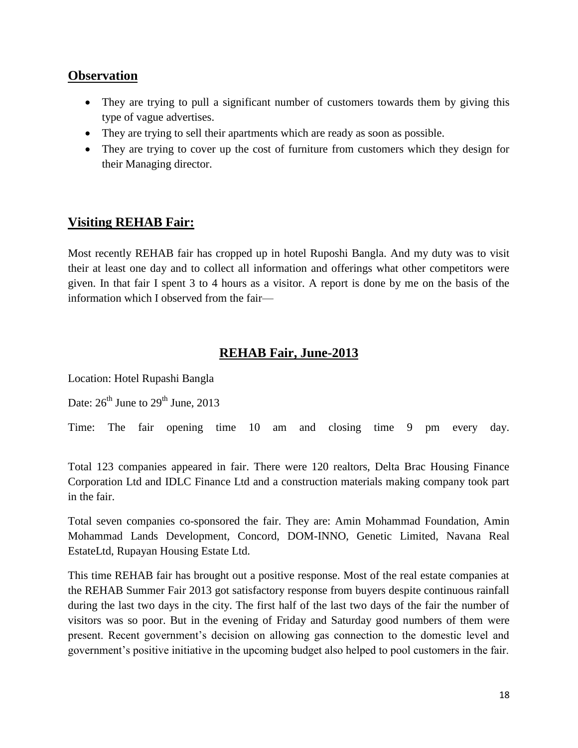## Observation

- They are trying to pull a significant number of customers towards them by giving this type of vague advertises.
- They are trying to sell their apartments which are ready as soon as possible.
- They are trying to cover up the cost of furniture from customers which they design for their Managing director.

## Visiting REHAB Fair:

Most recently REHAB fair has cropped up in hotel Ruposhi Bangla. And my duty was to visit their at least one day and to collect all information and offerings what other competitors were given. In that fair I spent 3 to 4 hours as a visitor. A report is done by me on the basis of the information which I observed from the fair—

## REHAB Fair, June-2013

Location: Hotel Rupashi Bangla

Date: 26th June to 29th June, 2013

Time: The fair opening time 10 am and closing time 9 pm every day.

Total 123 companies appeared in fair. There were 120 realtors, Delta Brac Housing Finance Corporation Ltd and IDLC Finance Ltd and a construction materials making company took part in the fair.

Total seven companies co-sponsored the fair. They are: Amin Mohammad Foundation, Amin Mohammad Lands Development, Concord, DOM-INNO, Genetic Limited, Navana Real EstateLtd, Rupayan Housing Estate Ltd.

This time REHAB fair has brought out a positive response. Most of the real estate companies at the REHAB Summer Fair 2013 got satisfactory response from buyers despite continuous rainfall during the last two days in the city. The first half of the last two days of the fair the number of visitors was so poor. But in the evening of Friday and Saturday good numbers of them were present. Recent government's decision on allowing gas connection to the domestic level and government's positive initiative in the upcoming budget also helped to pool customers in the fair.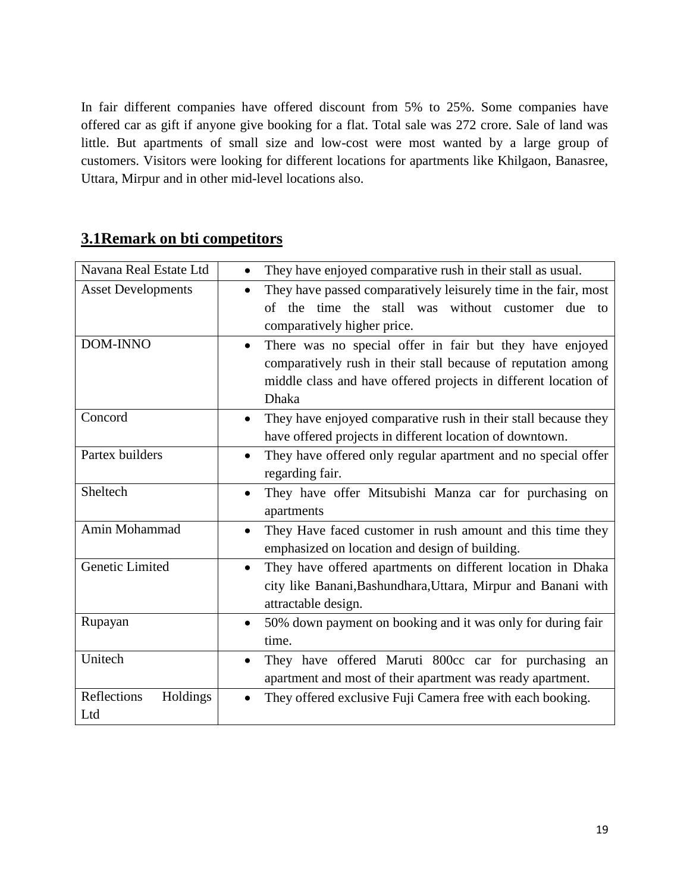In fair different companies have offered discount from 5% to 25%. Some companies have offered car as gift if anyone give booking for a flat. Total sale was 272 crore. Sale of land was little. But apartments of small size and low-cost were most wanted by a large group of customers. Visitors were looking for different locations for apartments like Khilgaon, Banasree, Uttara, Mirpur and in other mid-level locations also.

## 3.1Remark on bti competitors

| Company | Remark |
| --- | --- |
| Navana Real Estate Ltd | • They have enjoyed comparative rush in their stall as usual. |
| Asset Developments | • They have passed comparatively leisurely time in the fair, most of the time the stall was without customer due to comparatively higher price. |
| DOM-INNO | • There was no special offer in fair but they have enjoyed comparatively rush in their stall because of reputation among middle class and have offered projects in different location of Dhaka |
| Concord | • They have enjoyed comparative rush in their stall because they have offered projects in different location of downtown. |
| Partex builders | • They have offered only regular apartment and no special offer regarding fair. |
| Sheltech | • They have offer Mitsubishi Manza car for purchasing on apartments |
| Amin Mohammad | • They Have faced customer in rush amount and this time they emphasized on location and design of building. |
| Genetic Limited | • They have offered apartments on different location in Dhaka city like Banani,Bashundhara,Uttara, Mirpur and Banani with attractable design. |
| Rupayan | • 50% down payment on booking and it was only for during fair time. |
| Unitech | • They have offered Maruti 800cc car for purchasing an apartment and most of their apartment was ready apartment. |
| Reflections Holdings Ltd | • They offered exclusive Fuji Camera free with each booking. |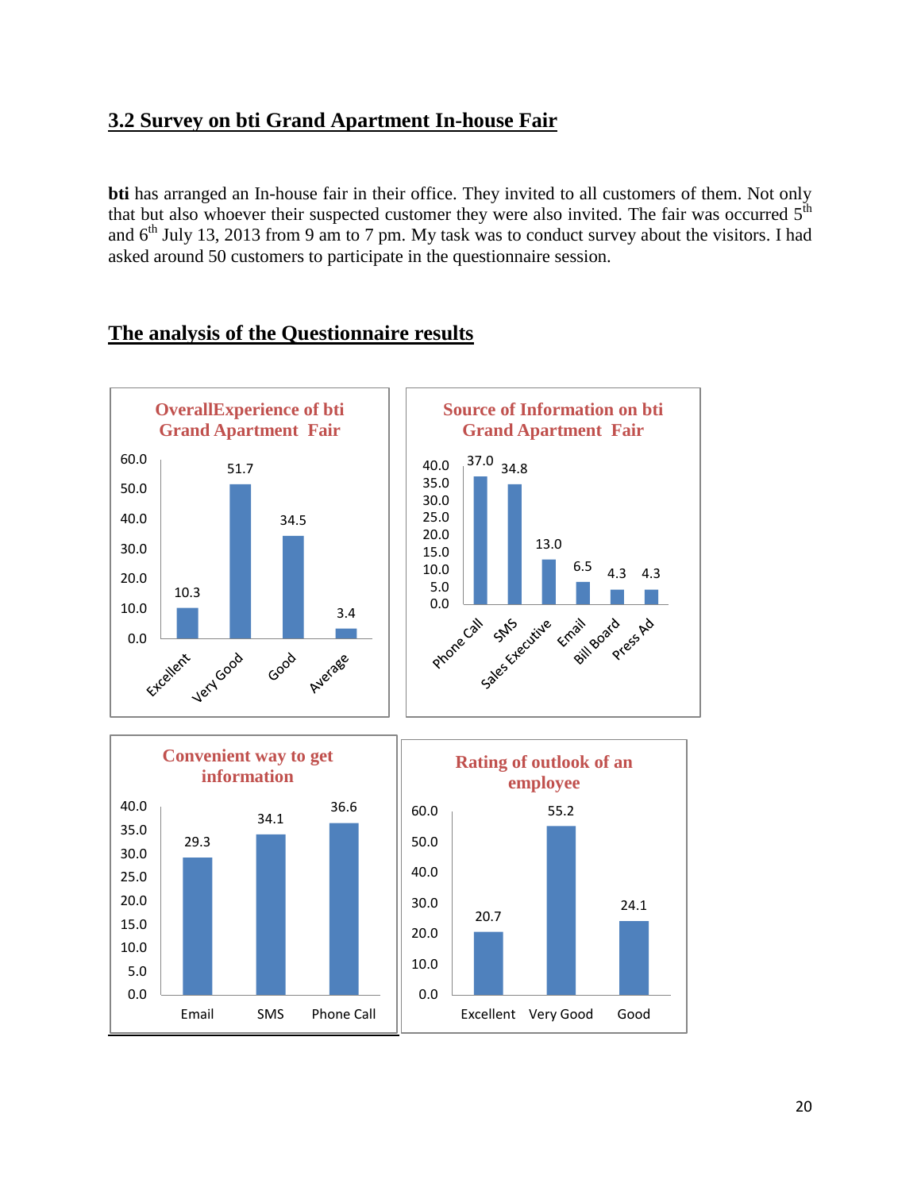## 3.2 Survey on bti Grand Apartment In-house Fair

**bti** has arranged an In-house fair in their office. They invited to all customers of them. Not only that but also whoever their suspected customer they were also invited. The fair was occurred 5th and 6th July 13, 2013 from 9 am to 7 pm. My task was to conduct survey about the visitors. I had asked around 50 customers to participate in the questionnaire session.

## The analysis of the Questionnaire results

**OverallExperience of bti Grand Apartment Fair**

| Excellent | Very Good | Good | Average |
|---|---|---|---|
| 10.3 | 51.7 | 34.5 | 3.4 |

**Source of Information on bti Grand Apartment Fair**

| Phone Call | SMS | Sales Executive | Email | Bill Board | Press Ad |
|---|---|---|---|---|---|
| 37.0 | 34.8 | 13.0 | 6.5 | 4.3 | 4.3 |

**Convenient way to get information**

| Email | SMS | Phone Call |
|---|---|---|
| 29.3 | 34.1 | 36.6 |

**Rating of outlook of an employee**

| Excellent | Very Good | Good |
|---|---|---|
| 20.7 | 55.2 | 24.1 |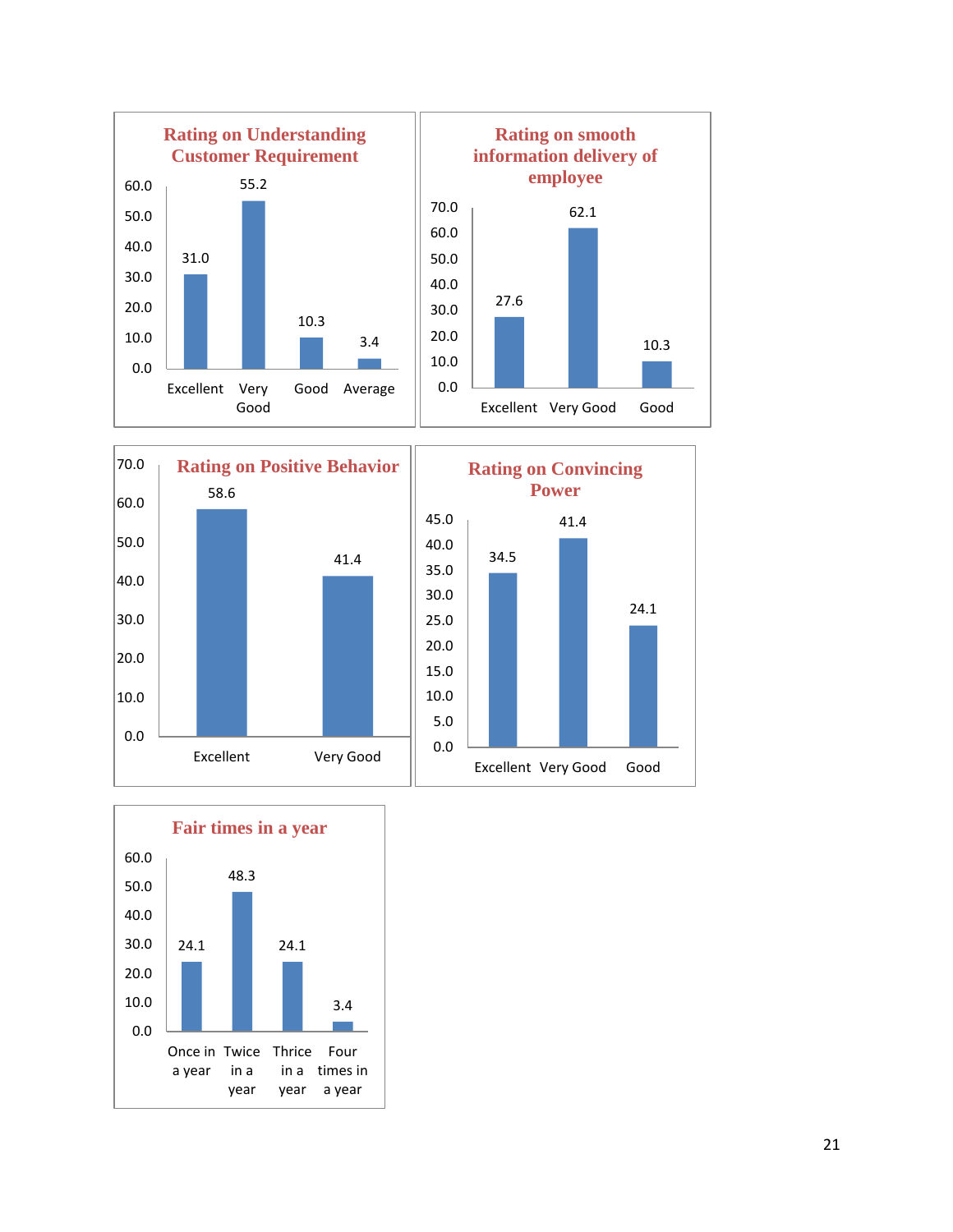**Rating on Understanding Customer Requirement**

| Excellent | Very Good | Good | Average |
|---|---|---|---|
| 31.0 | 55.2 | 10.3 | 3.4 |

**Rating on smooth information delivery of employee**

| Excellent | Very Good | Good |
|---|---|---|
| 27.6 | 62.1 | 10.3 |

**Rating on Positive Behavior**

| Excellent | Very Good |
|---|---|
| 58.6 | 41.4 |

**Rating on Convincing Power**

| Excellent | Very Good | Good |
|---|---|---|
| 34.5 | 41.4 | 24.1 |

**Fair times in a year**

| Once in a year | Twice in a year | Thrice in a year | Four times in a year |
|---|---|---|---|
| 24.1 | 48.3 | 24.1 | 3.4 |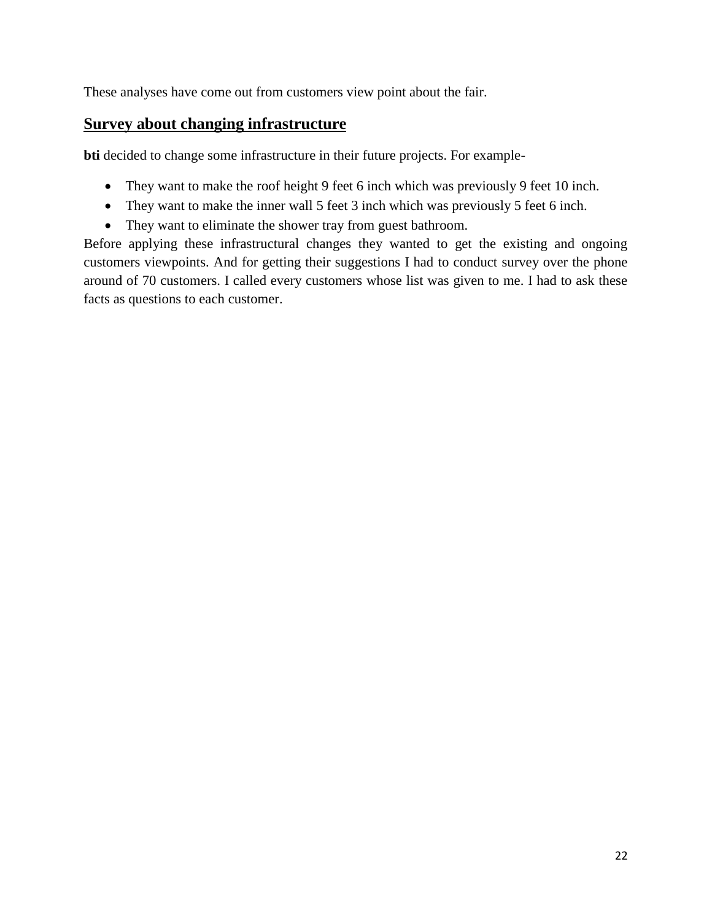These analyses have come out from customers view point about the fair.

## Survey about changing infrastructure

**bti** decided to change some infrastructure in their future projects. For example-

- They want to make the roof height 9 feet 6 inch which was previously 9 feet 10 inch.
- They want to make the inner wall 5 feet 3 inch which was previously 5 feet 6 inch.
- They want to eliminate the shower tray from guest bathroom.

Before applying these infrastructural changes they wanted to get the existing and ongoing customers viewpoints. And for getting their suggestions I had to conduct survey over the phone around of 70 customers. I called every customers whose list was given to me. I had to ask these facts as questions to each customer.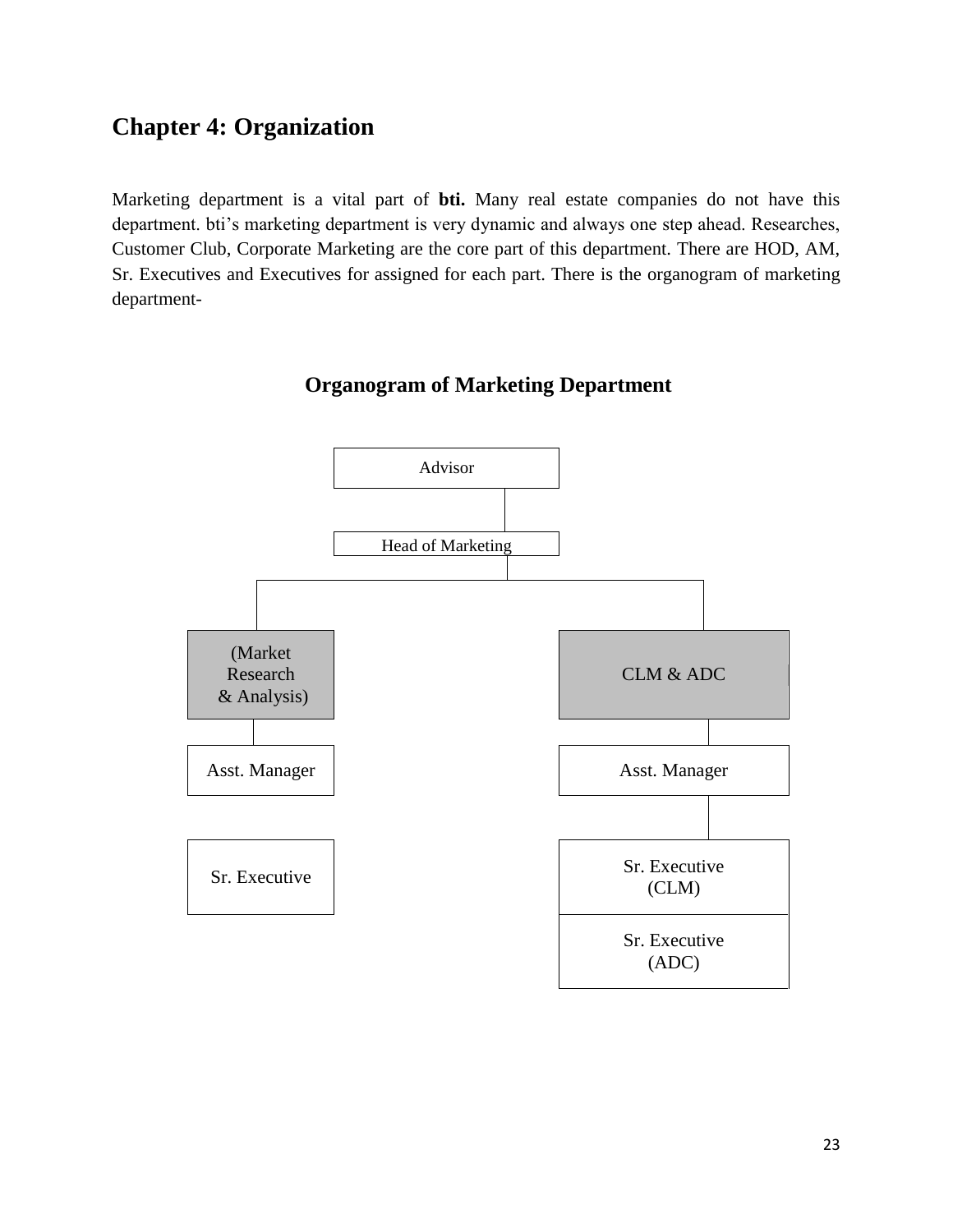# Chapter 4: Organization

Marketing department is a vital part of **bti.** Many real estate companies do not have this department. bti's marketing department is very dynamic and always one step ahead. Researches, Customer Club, Corporate Marketing are the core part of this department. There are HOD, AM, Sr. Executives and Executives for assigned for each part. There is the organogram of marketing department-

## Organogram of Marketing Department

- Advisor
  - Head of Marketing
    - (Market Research & Analysis)
      - Asst. Manager
      - Sr. Executive
    - CLM & ADC
      - Asst. Manager
        - Sr. Executive (CLM)
        - Sr. Executive (ADC)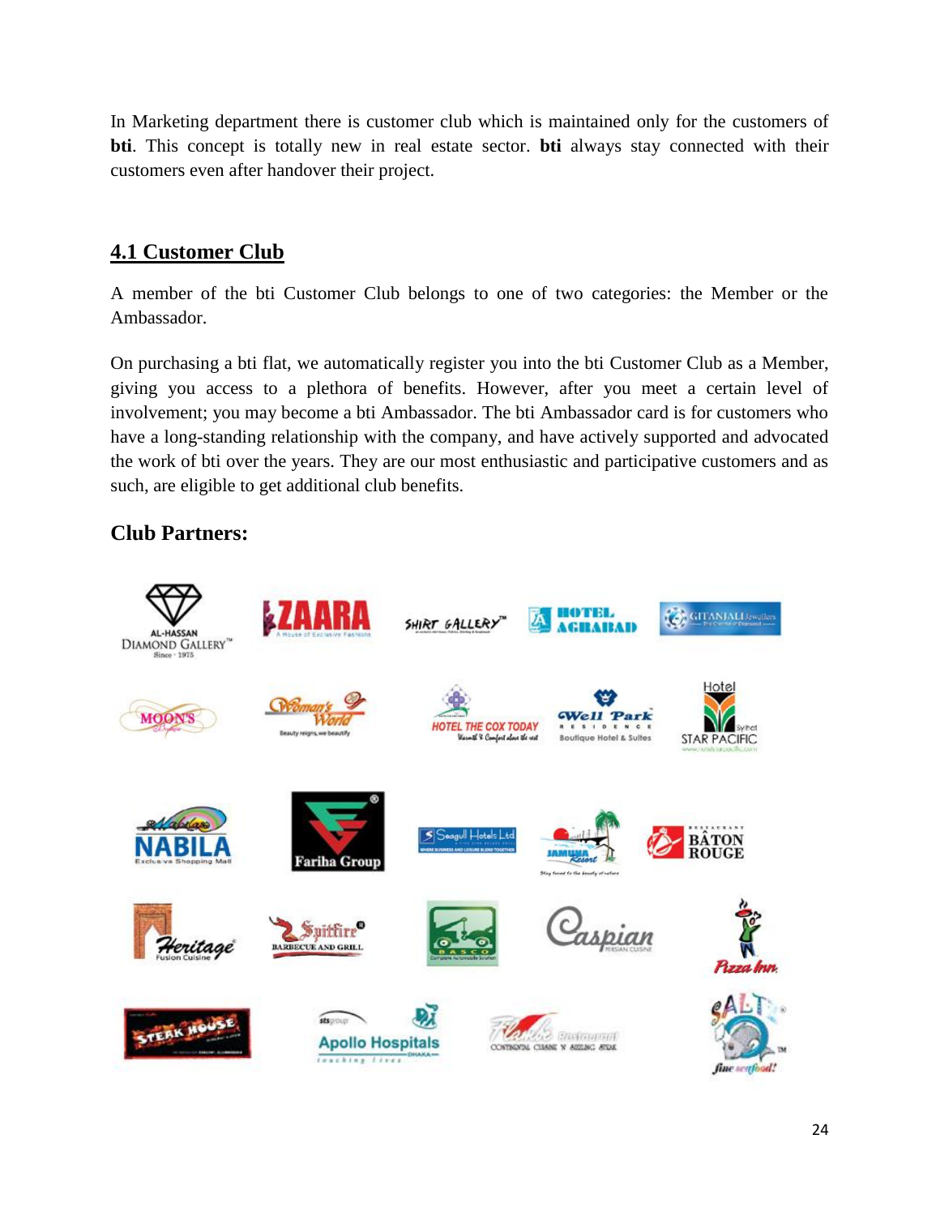In Marketing department there is customer club which is maintained only for the customers of **bti**. This concept is totally new in real estate sector. **bti** always stay connected with their customers even after handover their project.

## 4.1 Customer Club

A member of the bti Customer Club belongs to one of two categories: the Member or the Ambassador.

On purchasing a bti flat, we automatically register you into the bti Customer Club as a Member, giving you access to a plethora of benefits. However, after you meet a certain level of involvement; you may become a bti Ambassador. The bti Ambassador card is for customers who have a long-standing relationship with the company, and have actively supported and advocated the work of bti over the years. They are our most enthusiastic and participative customers and as such, are eligible to get additional club benefits.

### Club Partners: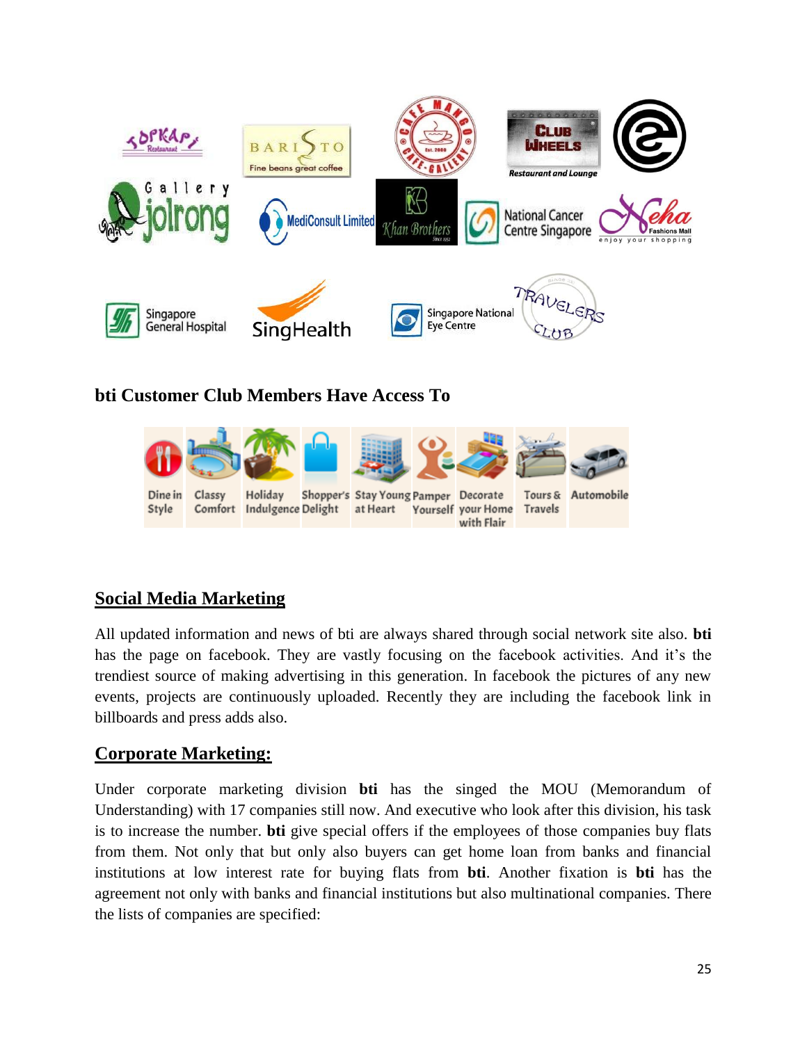## bti Customer Club Members Have Access To

Dine in Style | Classy Comfort | Holiday Indulgence | Shopper's Delight | Stay Young at Heart | Pamper Yourself | Decorate your Home with Flair | Tours & Travels | Automobile

## Social Media Marketing

All updated information and news of bti are always shared through social network site also. **bti** has the page on facebook. They are vastly focusing on the facebook activities. And it's the trendiest source of making advertising in this generation. In facebook the pictures of any new events, projects are continuously uploaded. Recently they are including the facebook link in billboards and press adds also.

## Corporate Marketing:

Under corporate marketing division **bti** has the singed the MOU (Memorandum of Understanding) with 17 companies still now. And executive who look after this division, his task is to increase the number. **bti** give special offers if the employees of those companies buy flats from them. Not only that but only also buyers can get home loan from banks and financial institutions at low interest rate for buying flats from **bti**. Another fixation is **bti** has the agreement not only with banks and financial institutions but also multinational companies. There the lists of companies are specified: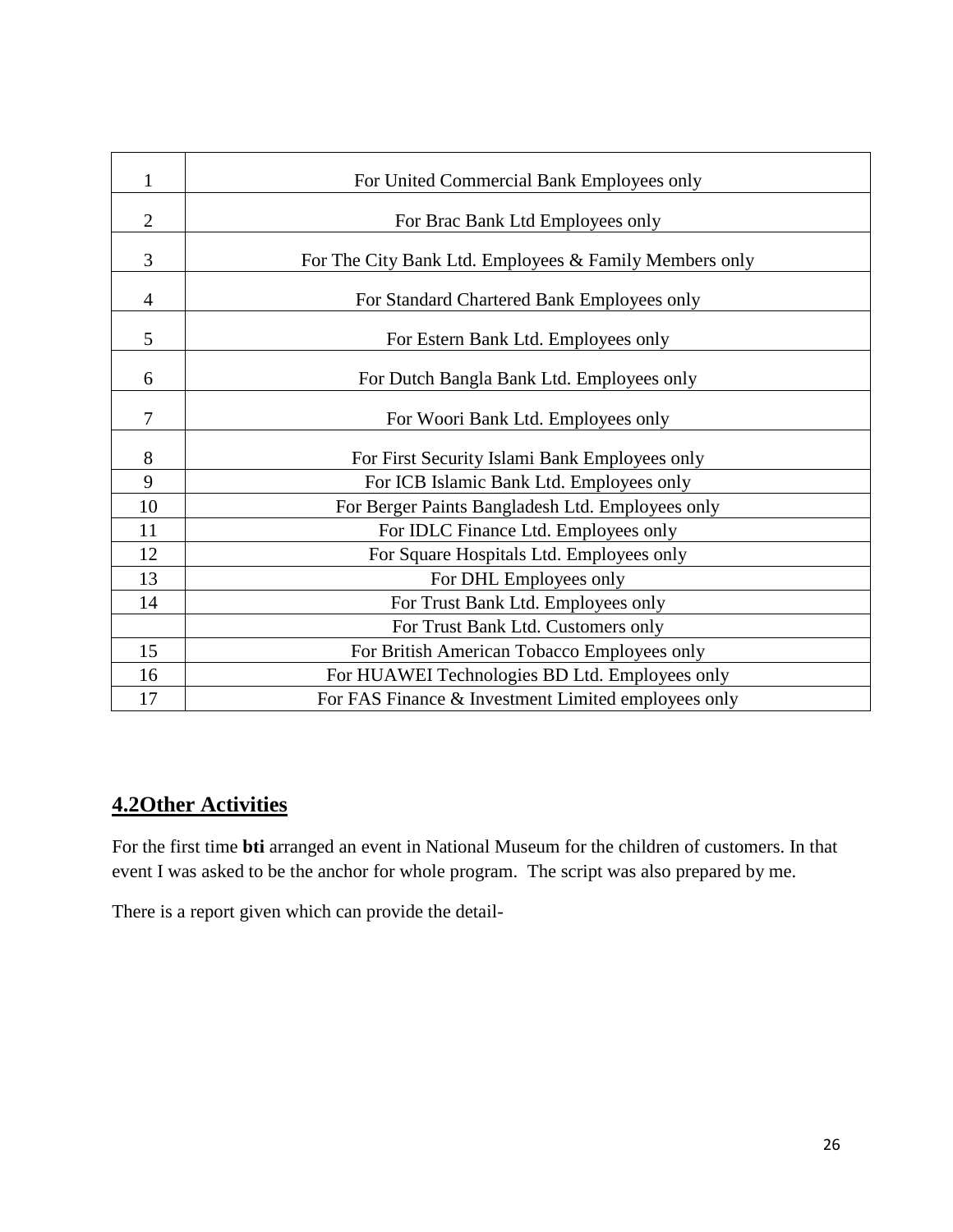| | |
|---|---|
| 1 | For United Commercial Bank Employees only |
| 2 | For Brac Bank Ltd Employees only |
| 3 | For The City Bank Ltd. Employees & Family Members only |
| 4 | For Standard Chartered Bank Employees only |
| 5 | For Estern Bank Ltd. Employees only |
| 6 | For Dutch Bangla Bank Ltd. Employees only |
| 7 | For Woori Bank Ltd. Employees only |
| 8 | For First Security Islami Bank Employees only |
| 9 | For ICB Islamic Bank Ltd. Employees only |
| 10 | For Berger Paints Bangladesh Ltd. Employees only |
| 11 | For IDLC Finance Ltd. Employees only |
| 12 | For Square Hospitals Ltd. Employees only |
| 13 | For DHL Employees only |
| 14 | For Trust Bank Ltd. Employees only |
| | For Trust Bank Ltd. Customers only |
| 15 | For British American Tobacco Employees only |
| 16 | For HUAWEI Technologies BD Ltd. Employees only |
| 17 | For FAS Finance & Investment Limited employees only |

## 4.2Other Activities

For the first time **bti** arranged an event in National Museum for the children of customers. In that event I was asked to be the anchor for whole program. The script was also prepared by me.

There is a report given which can provide the detail-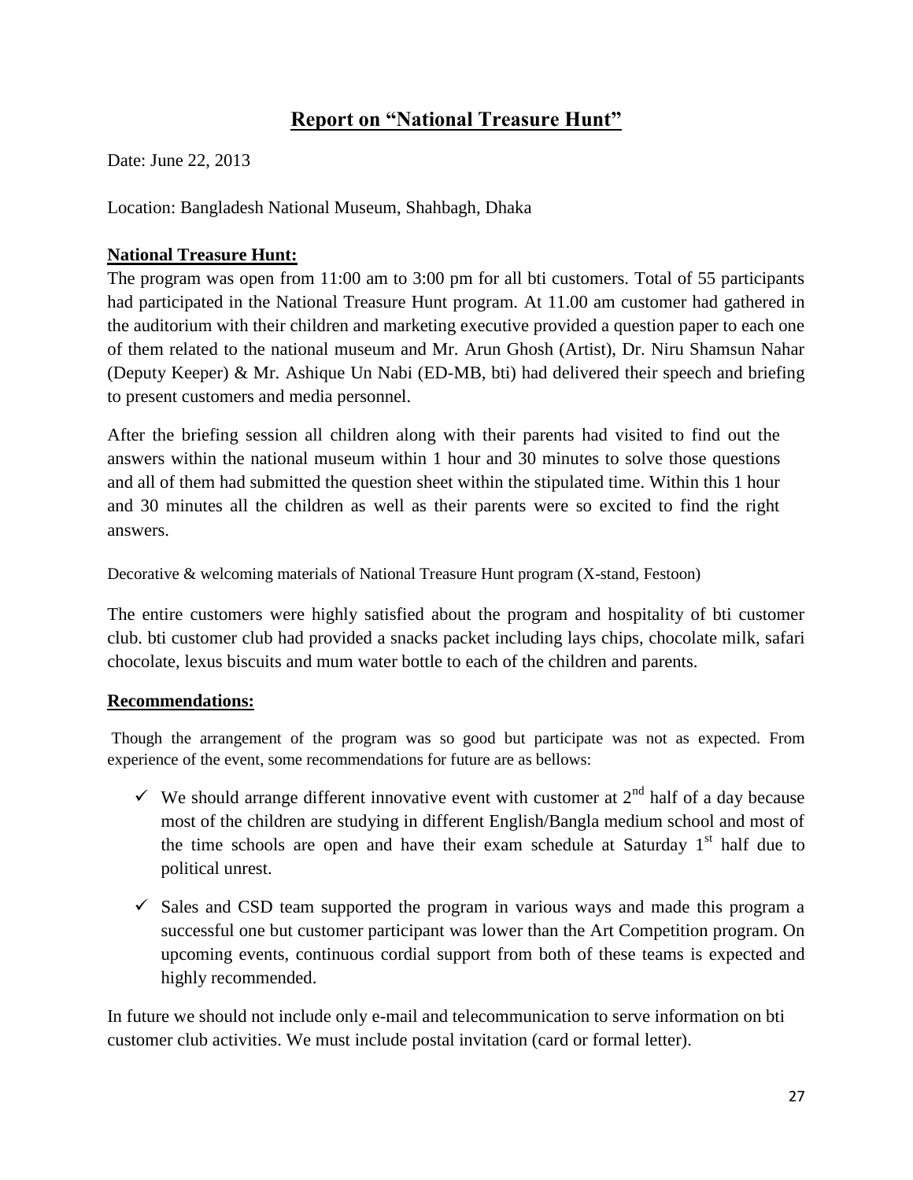# Report on "National Treasure Hunt"

Date: June 22, 2013

Location: Bangladesh National Museum, Shahbagh, Dhaka

## National Treasure Hunt:

The program was open from 11:00 am to 3:00 pm for all bti customers. Total of 55 participants had participated in the National Treasure Hunt program. At 11.00 am customer had gathered in the auditorium with their children and marketing executive provided a question paper to each one of them related to the national museum and Mr. Arun Ghosh (Artist), Dr. Niru Shamsun Nahar (Deputy Keeper) & Mr. Ashique Un Nabi (ED-MB, bti) had delivered their speech and briefing to present customers and media personnel.

After the briefing session all children along with their parents had visited to find out the answers within the national museum within 1 hour and 30 minutes to solve those questions and all of them had submitted the question sheet within the stipulated time. Within this 1 hour and 30 minutes all the children as well as their parents were so excited to find the right answers.

Decorative & welcoming materials of National Treasure Hunt program (X-stand, Festoon)

The entire customers were highly satisfied about the program and hospitality of bti customer club. bti customer club had provided a snacks packet including lays chips, chocolate milk, safari chocolate, lexus biscuits and mum water bottle to each of the children and parents.

## Recommendations:

Though the arrangement of the program was so good but participate was not as expected. From experience of the event, some recommendations for future are as bellows:

- ✓ We should arrange different innovative event with customer at 2nd half of a day because most of the children are studying in different English/Bangla medium school and most of the time schools are open and have their exam schedule at Saturday 1st half due to political unrest.
- ✓ Sales and CSD team supported the program in various ways and made this program a successful one but customer participant was lower than the Art Competition program. On upcoming events, continuous cordial support from both of these teams is expected and highly recommended.

In future we should not include only e-mail and telecommunication to serve information on bti customer club activities. We must include postal invitation (card or formal letter).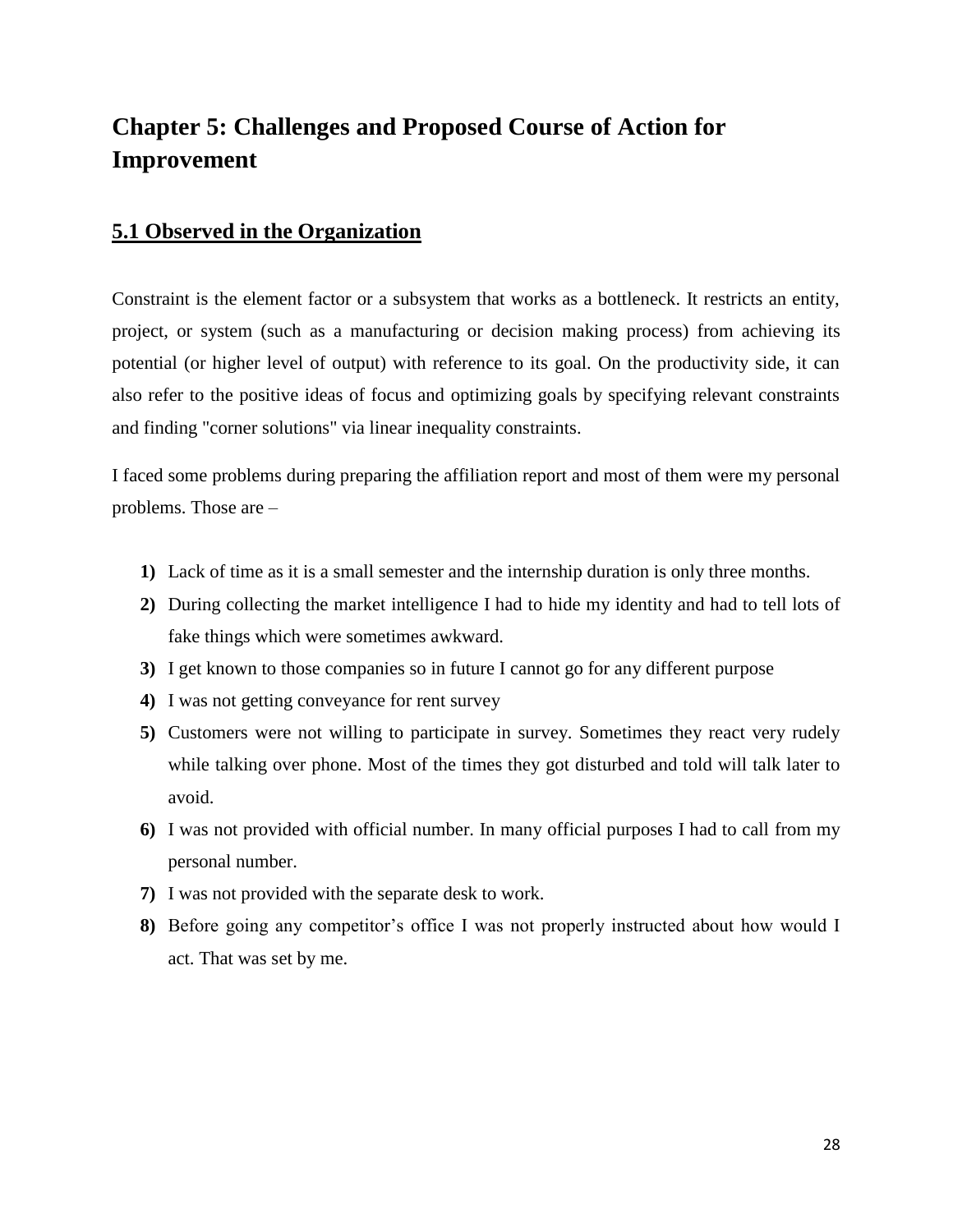# Chapter 5: Challenges and Proposed Course of Action for Improvement

## 5.1 Observed in the Organization

Constraint is the element factor or a subsystem that works as a bottleneck. It restricts an entity, project, or system (such as a manufacturing or decision making process) from achieving its potential (or higher level of output) with reference to its goal. On the productivity side, it can also refer to the positive ideas of focus and optimizing goals by specifying relevant constraints and finding "corner solutions" via linear inequality constraints.

I faced some problems during preparing the affiliation report and most of them were my personal problems. Those are –

1) Lack of time as it is a small semester and the internship duration is only three months.
2) During collecting the market intelligence I had to hide my identity and had to tell lots of fake things which were sometimes awkward.
3) I get known to those companies so in future I cannot go for any different purpose
4) I was not getting conveyance for rent survey
5) Customers were not willing to participate in survey. Sometimes they react very rudely while talking over phone. Most of the times they got disturbed and told will talk later to avoid.
6) I was not provided with official number. In many official purposes I had to call from my personal number.
7) I was not provided with the separate desk to work.
8) Before going any competitor's office I was not properly instructed about how would I act. That was set by me.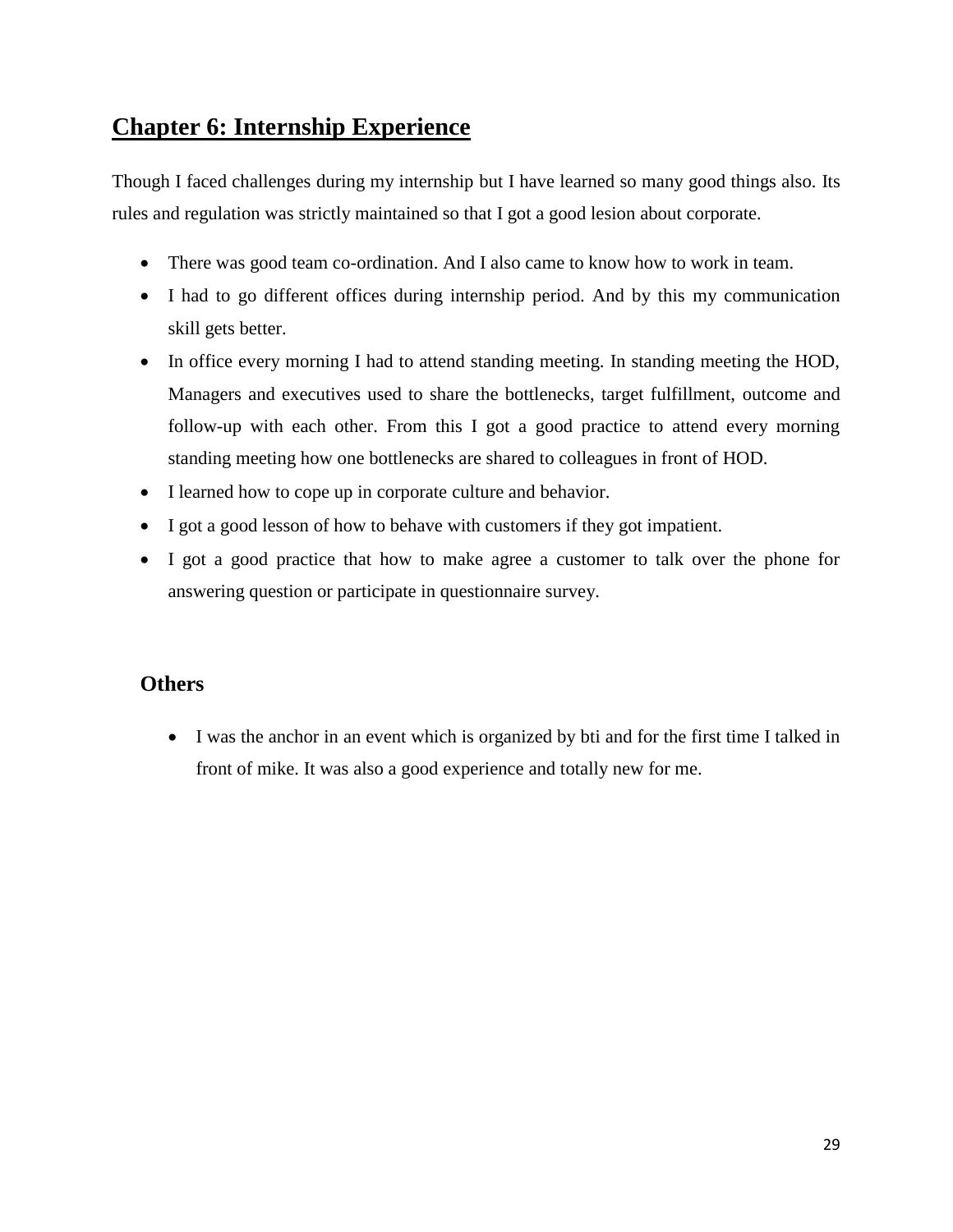## Chapter 6: Internship Experience

Though I faced challenges during my internship but I have learned so many good things also. Its rules and regulation was strictly maintained so that I got a good lesion about corporate.

- There was good team co-ordination. And I also came to know how to work in team.
- I had to go different offices during internship period. And by this my communication skill gets better.
- In office every morning I had to attend standing meeting. In standing meeting the HOD, Managers and executives used to share the bottlenecks, target fulfillment, outcome and follow-up with each other. From this I got a good practice to attend every morning standing meeting how one bottlenecks are shared to colleagues in front of HOD.
- I learned how to cope up in corporate culture and behavior.
- I got a good lesson of how to behave with customers if they got impatient.
- I got a good practice that how to make agree a customer to talk over the phone for answering question or participate in questionnaire survey.

### Others

- I was the anchor in an event which is organized by bti and for the first time I talked in front of mike. It was also a good experience and totally new for me.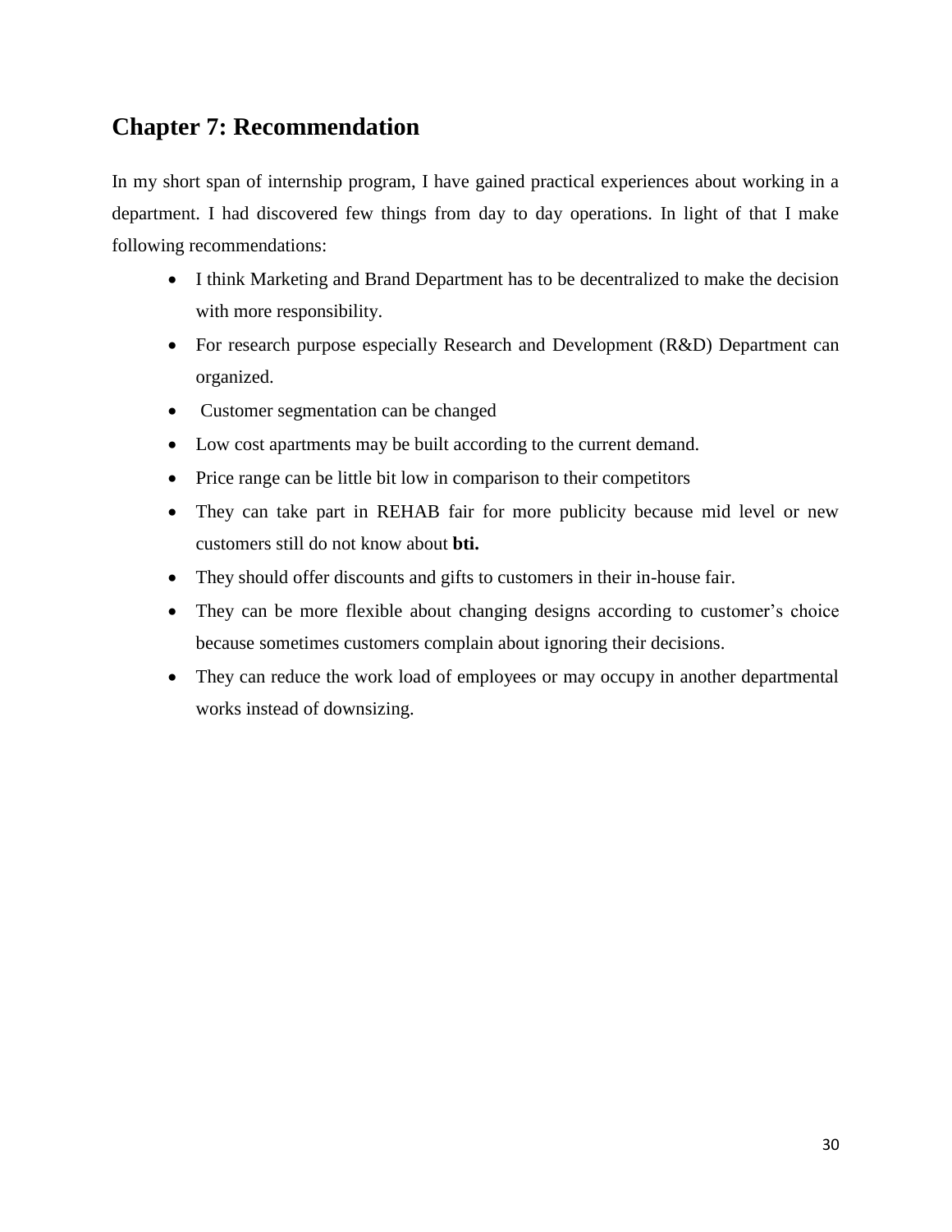## Chapter 7: Recommendation

In my short span of internship program, I have gained practical experiences about working in a department. I had discovered few things from day to day operations. In light of that I make following recommendations:

- I think Marketing and Brand Department has to be decentralized to make the decision with more responsibility.
- For research purpose especially Research and Development (R&D) Department can organized.
- Customer segmentation can be changed
- Low cost apartments may be built according to the current demand.
- Price range can be little bit low in comparison to their competitors
- They can take part in REHAB fair for more publicity because mid level or new customers still do not know about **bti.**
- They should offer discounts and gifts to customers in their in-house fair.
- They can be more flexible about changing designs according to customer's choice because sometimes customers complain about ignoring their decisions.
- They can reduce the work load of employees or may occupy in another departmental works instead of downsizing.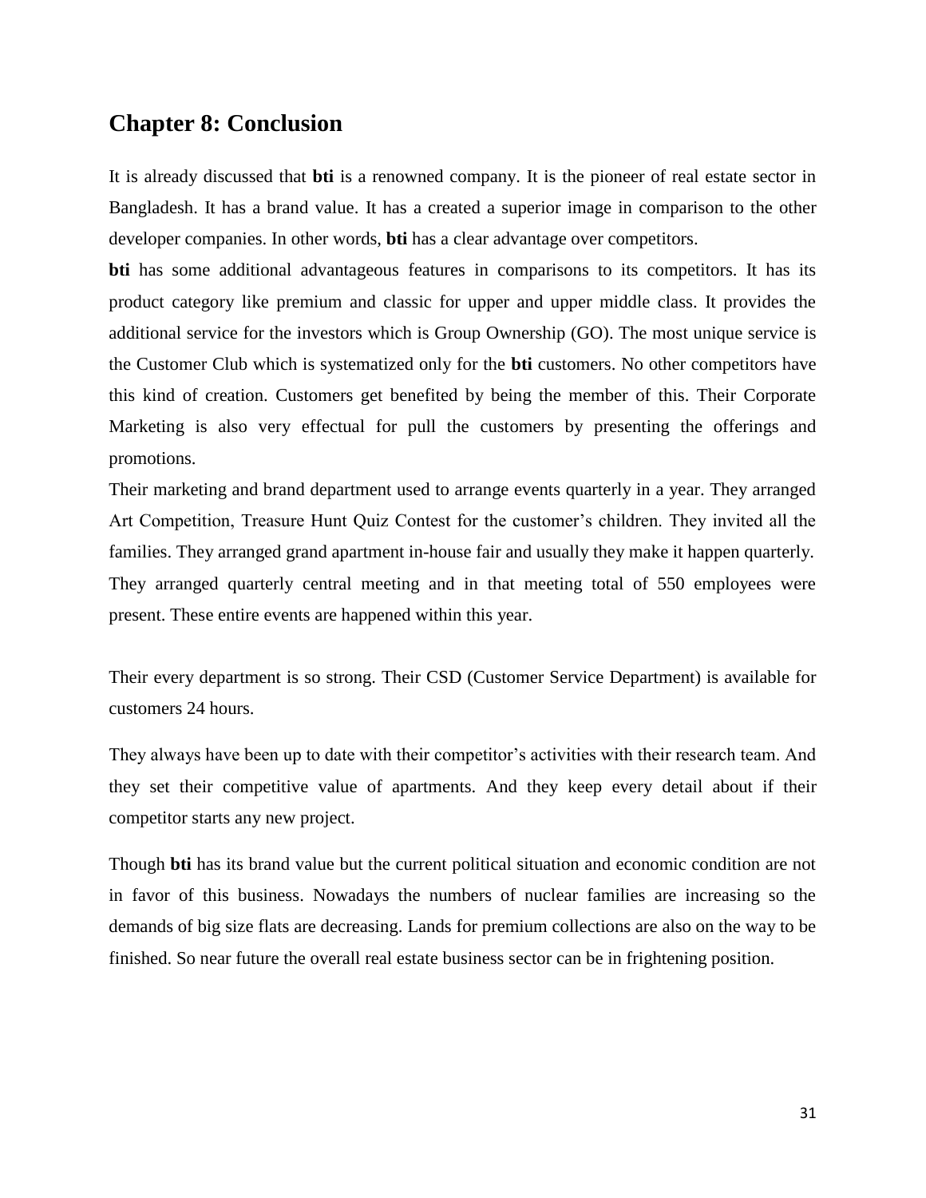## Chapter 8: Conclusion

It is already discussed that **bti** is a renowned company. It is the pioneer of real estate sector in Bangladesh. It has a brand value. It has a created a superior image in comparison to the other developer companies. In other words, **bti** has a clear advantage over competitors.

**bti** has some additional advantageous features in comparisons to its competitors. It has its product category like premium and classic for upper and upper middle class. It provides the additional service for the investors which is Group Ownership (GO). The most unique service is the Customer Club which is systematized only for the **bti** customers. No other competitors have this kind of creation. Customers get benefited by being the member of this. Their Corporate Marketing is also very effectual for pull the customers by presenting the offerings and promotions.

Their marketing and brand department used to arrange events quarterly in a year. They arranged Art Competition, Treasure Hunt Quiz Contest for the customer's children. They invited all the families. They arranged grand apartment in-house fair and usually they make it happen quarterly. They arranged quarterly central meeting and in that meeting total of 550 employees were present. These entire events are happened within this year.

Their every department is so strong. Their CSD (Customer Service Department) is available for customers 24 hours.

They always have been up to date with their competitor's activities with their research team. And they set their competitive value of apartments. And they keep every detail about if their competitor starts any new project.

Though **bti** has its brand value but the current political situation and economic condition are not in favor of this business. Nowadays the numbers of nuclear families are increasing so the demands of big size flats are decreasing. Lands for premium collections are also on the way to be finished. So near future the overall real estate business sector can be in frightening position.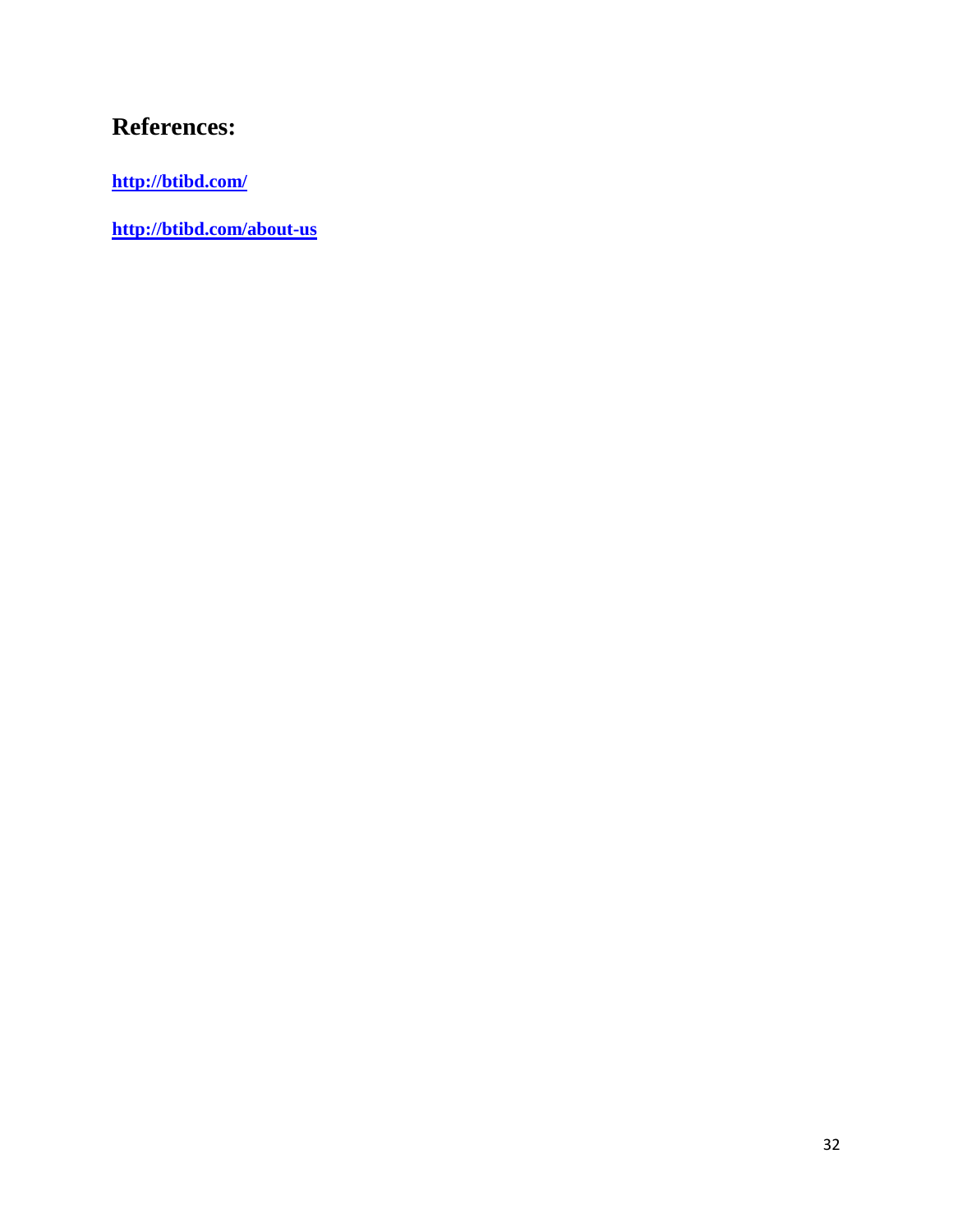## References:

**http://btibd.com/**

**http://btibd.com/about-us**